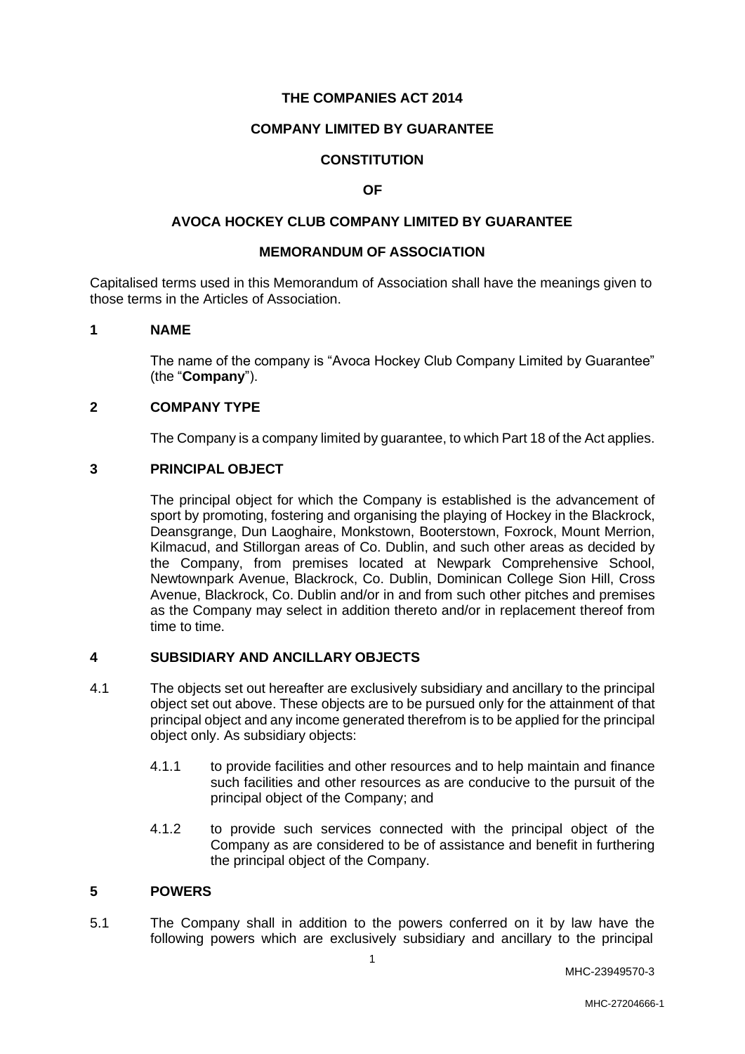**THE COMPANIES ACT 2014**

**COMPANY LIMITED BY GUARANTEE**

**CONSTITUTION**

**OF**

**AVOCA HOCKEY CLUB COMPANY LIMITED BY GUARANTEE**

**MEMORANDUM OF ASSOCIATION**

Capitalised terms used in this Memorandum of Association shall have the meanings given to those terms in the Articles of Association.

## 1 NAME

The name of the company is "Avoca Hockey Club Company Limited by Guarantee" (the "**Company**").

## 2 COMPANY TYPE

The Company is a company limited by guarantee, to which Part 18 of the Act applies.

## 3 PRINCIPAL OBJECT

The principal object for which the Company is established is the advancement of sport by promoting, fostering and organising the playing of Hockey in the Blackrock, Deansgrange, Dun Laoghaire, Monkstown, Booterstown, Foxrock, Mount Merrion, Kilmacud, and Stillorgan areas of Co. Dublin, and such other areas as decided by the Company, from premises located at Newpark Comprehensive School, Newtownpark Avenue, Blackrock, Co. Dublin, Dominican College Sion Hill, Cross Avenue, Blackrock, Co. Dublin and/or in and from such other pitches and premises as the Company may select in addition thereto and/or in replacement thereof from time to time.

## 4 SUBSIDIARY AND ANCILLARY OBJECTS

4.1 The objects set out hereafter are exclusively subsidiary and ancillary to the principal object set out above. These objects are to be pursued only for the attainment of that principal object and any income generated therefrom is to be applied for the principal object only. As subsidiary objects:

4.1.1 to provide facilities and other resources and to help maintain and finance such facilities and other resources as are conducive to the pursuit of the principal object of the Company; and

4.1.2 to provide such services connected with the principal object of the Company as are considered to be of assistance and benefit in furthering the principal object of the Company.

## 5 POWERS

5.1 The Company shall in addition to the powers conferred on it by law have the following powers which are exclusively subsidiary and ancillary to the principal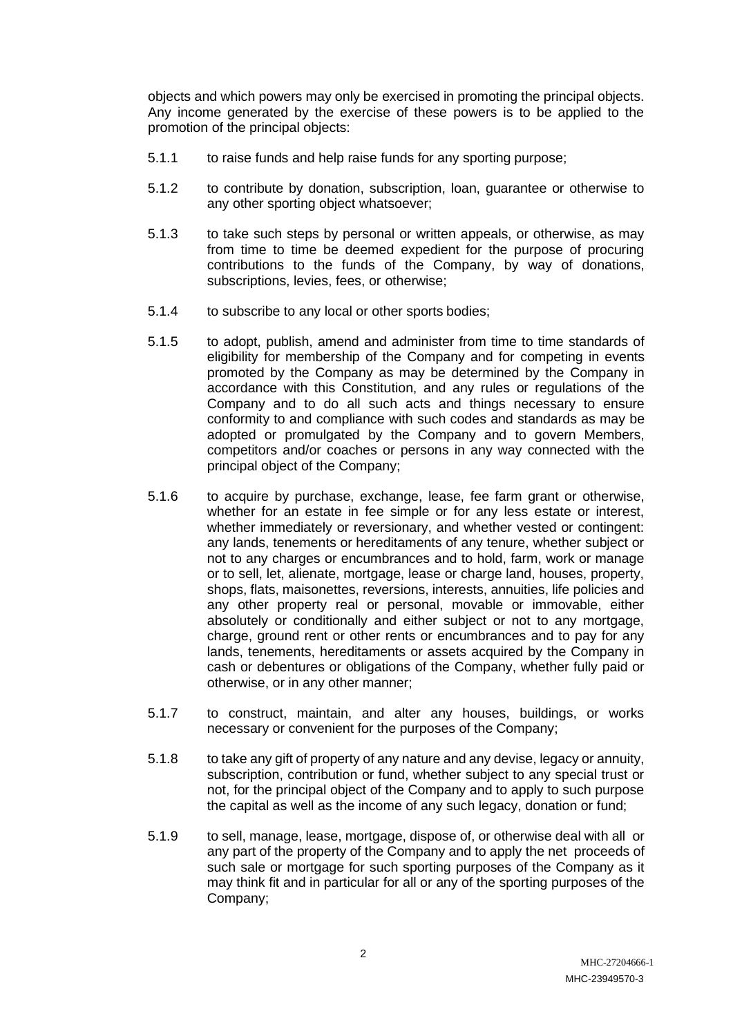objects and which powers may only be exercised in promoting the principal objects. Any income generated by the exercise of these powers is to be applied to the promotion of the principal objects:

5.1.1 to raise funds and help raise funds for any sporting purpose;

5.1.2 to contribute by donation, subscription, loan, guarantee or otherwise to any other sporting object whatsoever;

5.1.3 to take such steps by personal or written appeals, or otherwise, as may from time to time be deemed expedient for the purpose of procuring contributions to the funds of the Company, by way of donations, subscriptions, levies, fees, or otherwise;

5.1.4 to subscribe to any local or other sports bodies;

5.1.5 to adopt, publish, amend and administer from time to time standards of eligibility for membership of the Company and for competing in events promoted by the Company as may be determined by the Company in accordance with this Constitution, and any rules or regulations of the Company and to do all such acts and things necessary to ensure conformity to and compliance with such codes and standards as may be adopted or promulgated by the Company and to govern Members, competitors and/or coaches or persons in any way connected with the principal object of the Company;

5.1.6 to acquire by purchase, exchange, lease, fee farm grant or otherwise, whether for an estate in fee simple or for any less estate or interest, whether immediately or reversionary, and whether vested or contingent: any lands, tenements or hereditaments of any tenure, whether subject or not to any charges or encumbrances and to hold, farm, work or manage or to sell, let, alienate, mortgage, lease or charge land, houses, property, shops, flats, maisonettes, reversions, interests, annuities, life policies and any other property real or personal, movable or immovable, either absolutely or conditionally and either subject or not to any mortgage, charge, ground rent or other rents or encumbrances and to pay for any lands, tenements, hereditaments or assets acquired by the Company in cash or debentures or obligations of the Company, whether fully paid or otherwise, or in any other manner;

5.1.7 to construct, maintain, and alter any houses, buildings, or works necessary or convenient for the purposes of the Company;

5.1.8 to take any gift of property of any nature and any devise, legacy or annuity, subscription, contribution or fund, whether subject to any special trust or not, for the principal object of the Company and to apply to such purpose the capital as well as the income of any such legacy, donation or fund;

5.1.9 to sell, manage, lease, mortgage, dispose of, or otherwise deal with all or any part of the property of the Company and to apply the net proceeds of such sale or mortgage for such sporting purposes of the Company as it may think fit and in particular for all or any of the sporting purposes of the Company;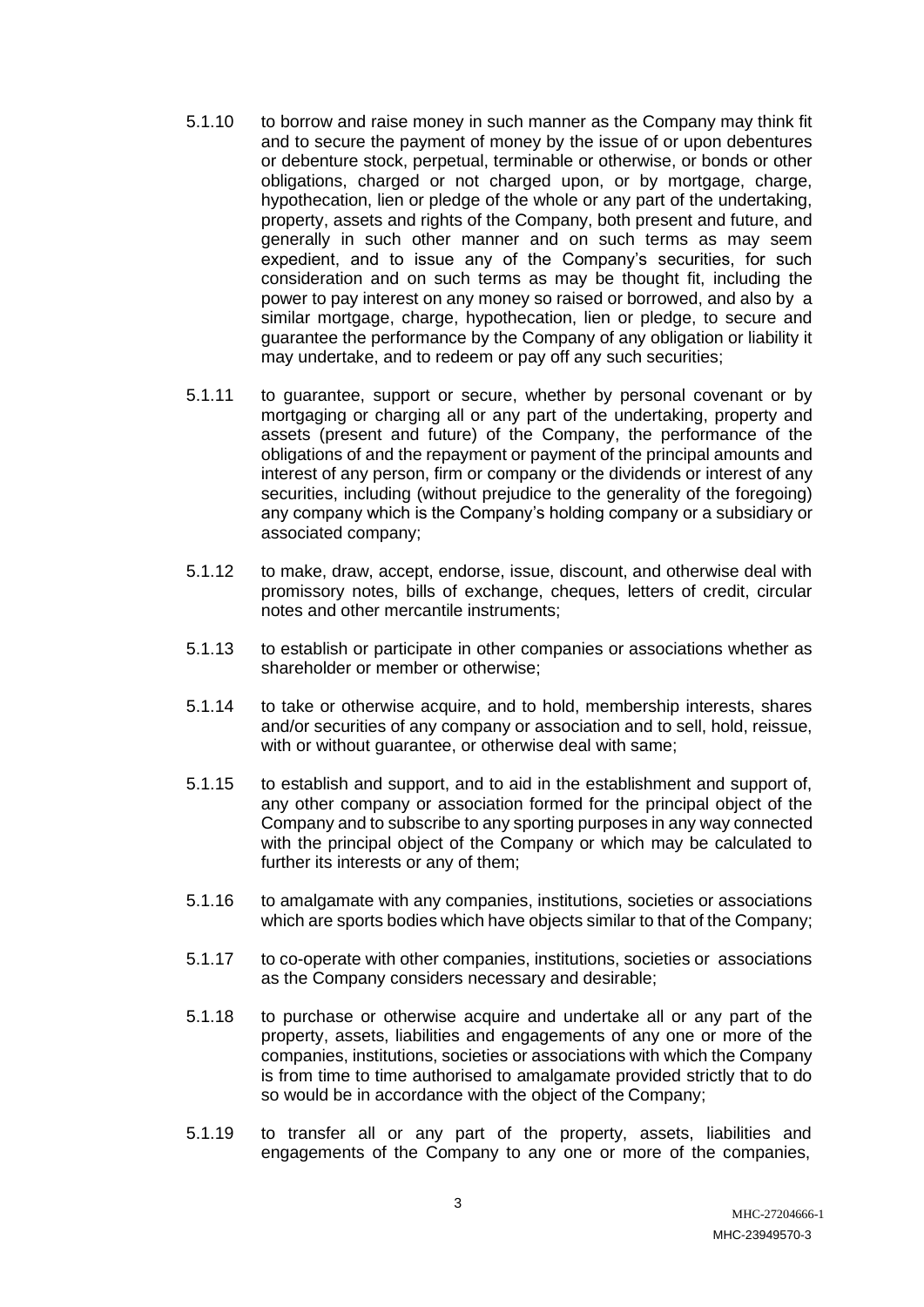5.1.10 to borrow and raise money in such manner as the Company may think fit and to secure the payment of money by the issue of or upon debentures or debenture stock, perpetual, terminable or otherwise, or bonds or other obligations, charged or not charged upon, or by mortgage, charge, hypothecation, lien or pledge of the whole or any part of the undertaking, property, assets and rights of the Company, both present and future, and generally in such other manner and on such terms as may seem expedient, and to issue any of the Company's securities, for such consideration and on such terms as may be thought fit, including the power to pay interest on any money so raised or borrowed, and also by a similar mortgage, charge, hypothecation, lien or pledge, to secure and guarantee the performance by the Company of any obligation or liability it may undertake, and to redeem or pay off any such securities;

5.1.11 to guarantee, support or secure, whether by personal covenant or by mortgaging or charging all or any part of the undertaking, property and assets (present and future) of the Company, the performance of the obligations of and the repayment or payment of the principal amounts and interest of any person, firm or company or the dividends or interest of any securities, including (without prejudice to the generality of the foregoing) any company which is the Company's holding company or a subsidiary or associated company;

5.1.12 to make, draw, accept, endorse, issue, discount, and otherwise deal with promissory notes, bills of exchange, cheques, letters of credit, circular notes and other mercantile instruments;

5.1.13 to establish or participate in other companies or associations whether as shareholder or member or otherwise;

5.1.14 to take or otherwise acquire, and to hold, membership interests, shares and/or securities of any company or association and to sell, hold, reissue, with or without guarantee, or otherwise deal with same;

5.1.15 to establish and support, and to aid in the establishment and support of, any other company or association formed for the principal object of the Company and to subscribe to any sporting purposes in any way connected with the principal object of the Company or which may be calculated to further its interests or any of them;

5.1.16 to amalgamate with any companies, institutions, societies or associations which are sports bodies which have objects similar to that of the Company;

5.1.17 to co-operate with other companies, institutions, societies or associations as the Company considers necessary and desirable;

5.1.18 to purchase or otherwise acquire and undertake all or any part of the property, assets, liabilities and engagements of any one or more of the companies, institutions, societies or associations with which the Company is from time to time authorised to amalgamate provided strictly that to do so would be in accordance with the object of the Company;

5.1.19 to transfer all or any part of the property, assets, liabilities and engagements of the Company to any one or more of the companies,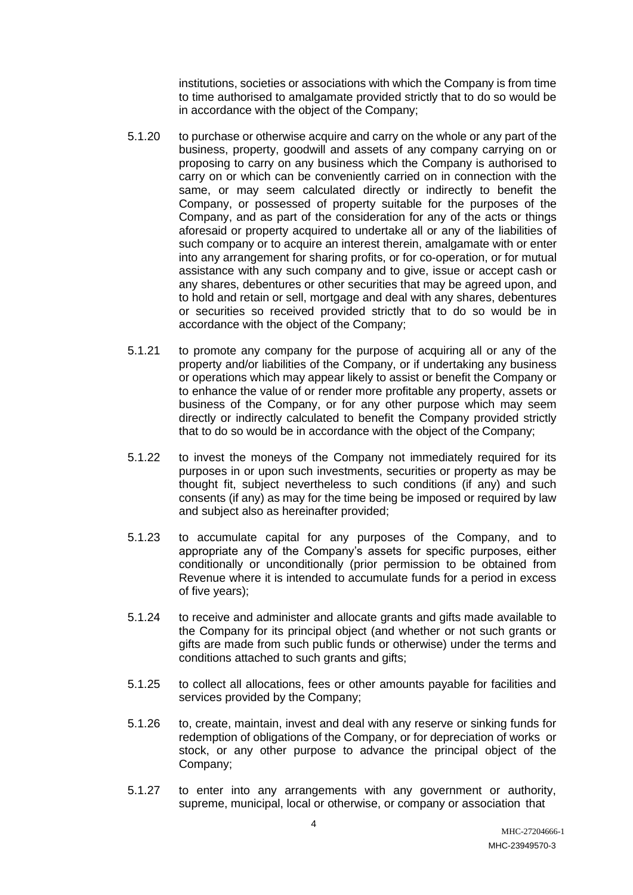institutions, societies or associations with which the Company is from time to time authorised to amalgamate provided strictly that to do so would be in accordance with the object of the Company;

5.1.20 to purchase or otherwise acquire and carry on the whole or any part of the business, property, goodwill and assets of any company carrying on or proposing to carry on any business which the Company is authorised to carry on or which can be conveniently carried on in connection with the same, or may seem calculated directly or indirectly to benefit the Company, or possessed of property suitable for the purposes of the Company, and as part of the consideration for any of the acts or things aforesaid or property acquired to undertake all or any of the liabilities of such company or to acquire an interest therein, amalgamate with or enter into any arrangement for sharing profits, or for co-operation, or for mutual assistance with any such company and to give, issue or accept cash or any shares, debentures or other securities that may be agreed upon, and to hold and retain or sell, mortgage and deal with any shares, debentures or securities so received provided strictly that to do so would be in accordance with the object of the Company;

5.1.21 to promote any company for the purpose of acquiring all or any of the property and/or liabilities of the Company, or if undertaking any business or operations which may appear likely to assist or benefit the Company or to enhance the value of or render more profitable any property, assets or business of the Company, or for any other purpose which may seem directly or indirectly calculated to benefit the Company provided strictly that to do so would be in accordance with the object of the Company;

5.1.22 to invest the moneys of the Company not immediately required for its purposes in or upon such investments, securities or property as may be thought fit, subject nevertheless to such conditions (if any) and such consents (if any) as may for the time being be imposed or required by law and subject also as hereinafter provided;

5.1.23 to accumulate capital for any purposes of the Company, and to appropriate any of the Company's assets for specific purposes, either conditionally or unconditionally (prior permission to be obtained from Revenue where it is intended to accumulate funds for a period in excess of five years);

5.1.24 to receive and administer and allocate grants and gifts made available to the Company for its principal object (and whether or not such grants or gifts are made from such public funds or otherwise) under the terms and conditions attached to such grants and gifts;

5.1.25 to collect all allocations, fees or other amounts payable for facilities and services provided by the Company;

5.1.26 to, create, maintain, invest and deal with any reserve or sinking funds for redemption of obligations of the Company, or for depreciation of works or stock, or any other purpose to advance the principal object of the Company;

5.1.27 to enter into any arrangements with any government or authority, supreme, municipal, local or otherwise, or company or association that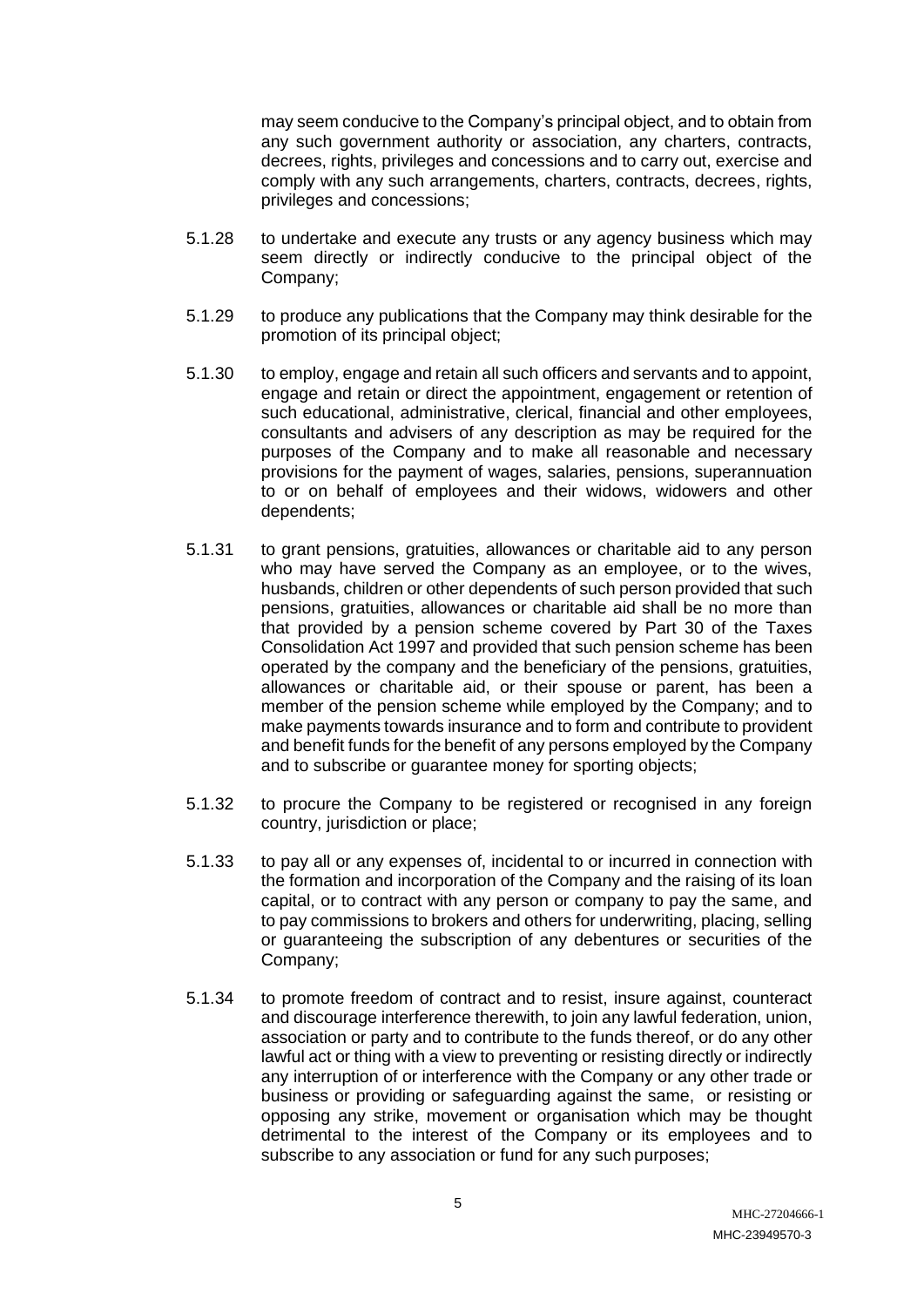may seem conducive to the Company's principal object, and to obtain from any such government authority or association, any charters, contracts, decrees, rights, privileges and concessions and to carry out, exercise and comply with any such arrangements, charters, contracts, decrees, rights, privileges and concessions;

5.1.28 to undertake and execute any trusts or any agency business which may seem directly or indirectly conducive to the principal object of the Company;

5.1.29 to produce any publications that the Company may think desirable for the promotion of its principal object;

5.1.30 to employ, engage and retain all such officers and servants and to appoint, engage and retain or direct the appointment, engagement or retention of such educational, administrative, clerical, financial and other employees, consultants and advisers of any description as may be required for the purposes of the Company and to make all reasonable and necessary provisions for the payment of wages, salaries, pensions, superannuation to or on behalf of employees and their widows, widowers and other dependents;

5.1.31 to grant pensions, gratuities, allowances or charitable aid to any person who may have served the Company as an employee, or to the wives, husbands, children or other dependents of such person provided that such pensions, gratuities, allowances or charitable aid shall be no more than that provided by a pension scheme covered by Part 30 of the Taxes Consolidation Act 1997 and provided that such pension scheme has been operated by the company and the beneficiary of the pensions, gratuities, allowances or charitable aid, or their spouse or parent, has been a member of the pension scheme while employed by the Company; and to make payments towards insurance and to form and contribute to provident and benefit funds for the benefit of any persons employed by the Company and to subscribe or guarantee money for sporting objects;

5.1.32 to procure the Company to be registered or recognised in any foreign country, jurisdiction or place;

5.1.33 to pay all or any expenses of, incidental to or incurred in connection with the formation and incorporation of the Company and the raising of its loan capital, or to contract with any person or company to pay the same, and to pay commissions to brokers and others for underwriting, placing, selling or guaranteeing the subscription of any debentures or securities of the Company;

5.1.34 to promote freedom of contract and to resist, insure against, counteract and discourage interference therewith, to join any lawful federation, union, association or party and to contribute to the funds thereof, or do any other lawful act or thing with a view to preventing or resisting directly or indirectly any interruption of or interference with the Company or any other trade or business or providing or safeguarding against the same, or resisting or opposing any strike, movement or organisation which may be thought detrimental to the interest of the Company or its employees and to subscribe to any association or fund for any such purposes;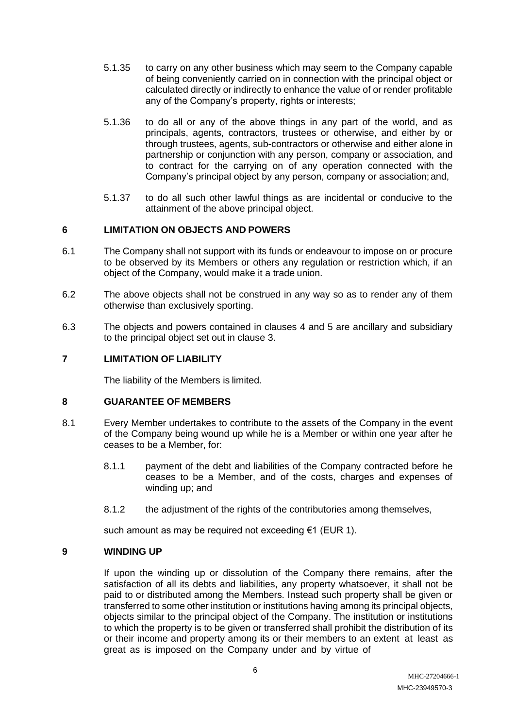5.1.35 to carry on any other business which may seem to the Company capable of being conveniently carried on in connection with the principal object or calculated directly or indirectly to enhance the value of or render profitable any of the Company's property, rights or interests;

5.1.36 to do all or any of the above things in any part of the world, and as principals, agents, contractors, trustees or otherwise, and either by or through trustees, agents, sub-contractors or otherwise and either alone in partnership or conjunction with any person, company or association, and to contract for the carrying on of any operation connected with the Company's principal object by any person, company or association; and,

5.1.37 to do all such other lawful things as are incidental or conducive to the attainment of the above principal object.

## 6 LIMITATION ON OBJECTS AND POWERS

6.1 The Company shall not support with its funds or endeavour to impose on or procure to be observed by its Members or others any regulation or restriction which, if an object of the Company, would make it a trade union.

6.2 The above objects shall not be construed in any way so as to render any of them otherwise than exclusively sporting.

6.3 The objects and powers contained in clauses 4 and 5 are ancillary and subsidiary to the principal object set out in clause 3.

## 7 LIMITATION OF LIABILITY

The liability of the Members is limited.

## 8 GUARANTEE OF MEMBERS

8.1 Every Member undertakes to contribute to the assets of the Company in the event of the Company being wound up while he is a Member or within one year after he ceases to be a Member, for:

8.1.1 payment of the debt and liabilities of the Company contracted before he ceases to be a Member, and of the costs, charges and expenses of winding up; and

8.1.2 the adjustment of the rights of the contributories among themselves,

such amount as may be required not exceeding €1 (EUR 1).

## 9 WINDING UP

If upon the winding up or dissolution of the Company there remains, after the satisfaction of all its debts and liabilities, any property whatsoever, it shall not be paid to or distributed among the Members. Instead such property shall be given or transferred to some other institution or institutions having among its principal objects, objects similar to the principal object of the Company. The institution or institutions to which the property is to be given or transferred shall prohibit the distribution of its or their income and property among its or their members to an extent at least as great as is imposed on the Company under and by virtue of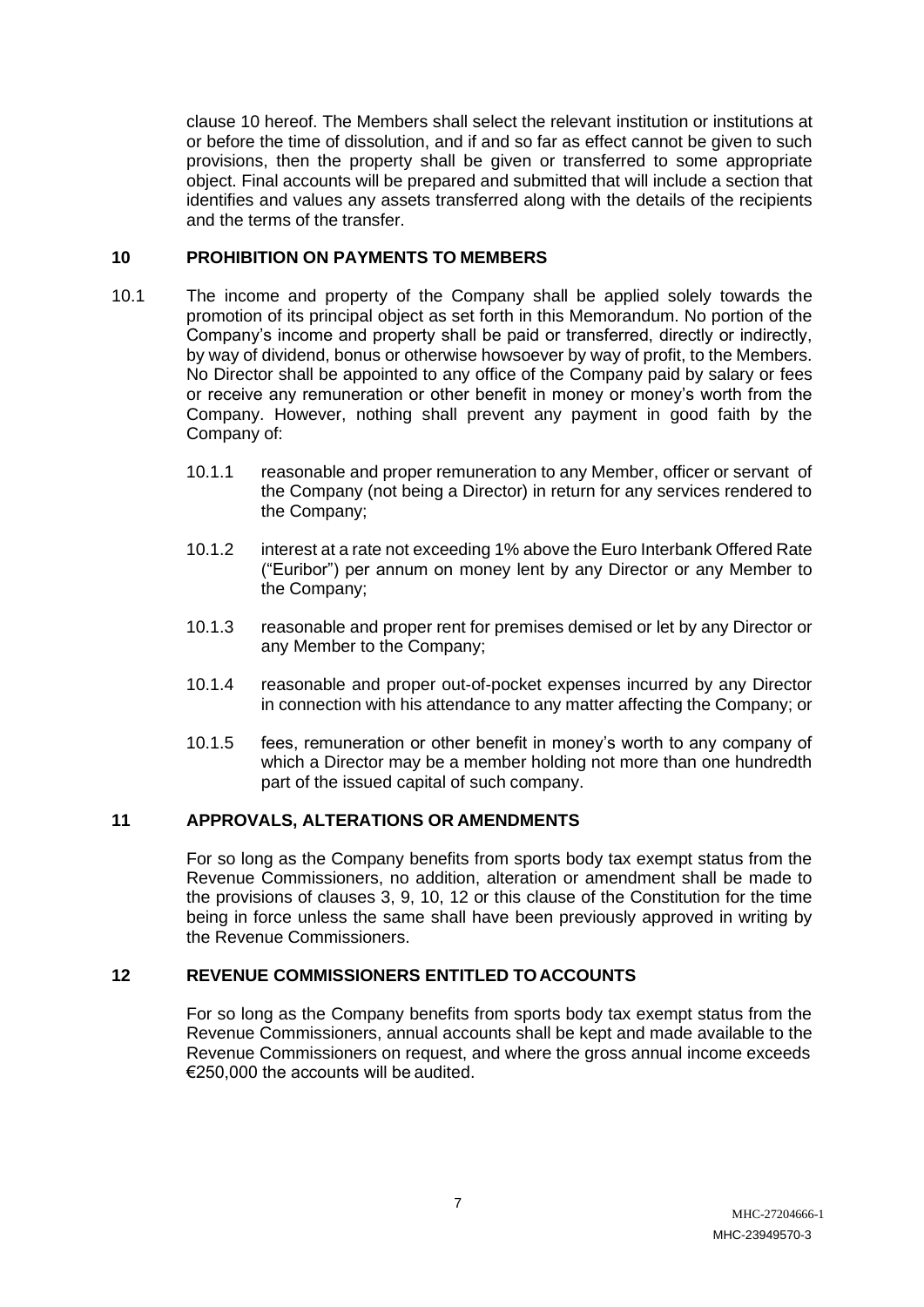clause 10 hereof. The Members shall select the relevant institution or institutions at or before the time of dissolution, and if and so far as effect cannot be given to such provisions, then the property shall be given or transferred to some appropriate object. Final accounts will be prepared and submitted that will include a section that identifies and values any assets transferred along with the details of the recipients and the terms of the transfer.

## 10 PROHIBITION ON PAYMENTS TO MEMBERS

10.1 The income and property of the Company shall be applied solely towards the promotion of its principal object as set forth in this Memorandum. No portion of the Company's income and property shall be paid or transferred, directly or indirectly, by way of dividend, bonus or otherwise howsoever by way of profit, to the Members. No Director shall be appointed to any office of the Company paid by salary or fees or receive any remuneration or other benefit in money or money's worth from the Company. However, nothing shall prevent any payment in good faith by the Company of:

- 10.1.1 reasonable and proper remuneration to any Member, officer or servant of the Company (not being a Director) in return for any services rendered to the Company;
- 10.1.2 interest at a rate not exceeding 1% above the Euro Interbank Offered Rate ("Euribor") per annum on money lent by any Director or any Member to the Company;
- 10.1.3 reasonable and proper rent for premises demised or let by any Director or any Member to the Company;
- 10.1.4 reasonable and proper out-of-pocket expenses incurred by any Director in connection with his attendance to any matter affecting the Company; or
- 10.1.5 fees, remuneration or other benefit in money's worth to any company of which a Director may be a member holding not more than one hundredth part of the issued capital of such company.

## 11 APPROVALS, ALTERATIONS OR AMENDMENTS

For so long as the Company benefits from sports body tax exempt status from the Revenue Commissioners, no addition, alteration or amendment shall be made to the provisions of clauses 3, 9, 10, 12 or this clause of the Constitution for the time being in force unless the same shall have been previously approved in writing by the Revenue Commissioners.

## 12 REVENUE COMMISSIONERS ENTITLED TO ACCOUNTS

For so long as the Company benefits from sports body tax exempt status from the Revenue Commissioners, annual accounts shall be kept and made available to the Revenue Commissioners on request, and where the gross annual income exceeds €250,000 the accounts will be audited.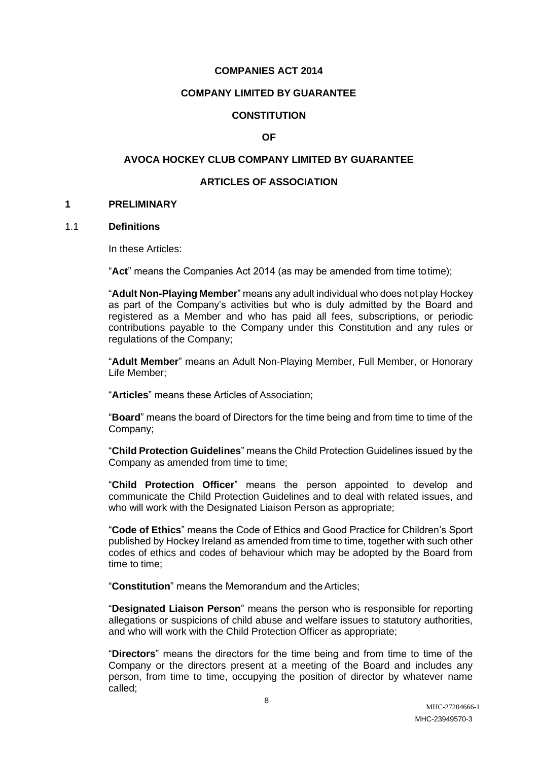**COMPANIES ACT 2014**

**COMPANY LIMITED BY GUARANTEE**

**CONSTITUTION**

**OF**

**AVOCA HOCKEY CLUB COMPANY LIMITED BY GUARANTEE**

**ARTICLES OF ASSOCIATION**

## 1 PRELIMINARY

### 1.1 Definitions

In these Articles:

"**Act**" means the Companies Act 2014 (as may be amended from time to time);

"**Adult Non-Playing Member**" means any adult individual who does not play Hockey as part of the Company's activities but who is duly admitted by the Board and registered as a Member and who has paid all fees, subscriptions, or periodic contributions payable to the Company under this Constitution and any rules or regulations of the Company;

"**Adult Member**" means an Adult Non-Playing Member, Full Member, or Honorary Life Member;

"**Articles**" means these Articles of Association;

"**Board**" means the board of Directors for the time being and from time to time of the Company;

"**Child Protection Guidelines**" means the Child Protection Guidelines issued by the Company as amended from time to time;

"**Child Protection Officer**" means the person appointed to develop and communicate the Child Protection Guidelines and to deal with related issues, and who will work with the Designated Liaison Person as appropriate;

"**Code of Ethics**" means the Code of Ethics and Good Practice for Children's Sport published by Hockey Ireland as amended from time to time, together with such other codes of ethics and codes of behaviour which may be adopted by the Board from time to time;

"**Constitution**" means the Memorandum and the Articles;

"**Designated Liaison Person**" means the person who is responsible for reporting allegations or suspicions of child abuse and welfare issues to statutory authorities, and who will work with the Child Protection Officer as appropriate;

"**Directors**" means the directors for the time being and from time to time of the Company or the directors present at a meeting of the Board and includes any person, from time to time, occupying the position of director by whatever name called;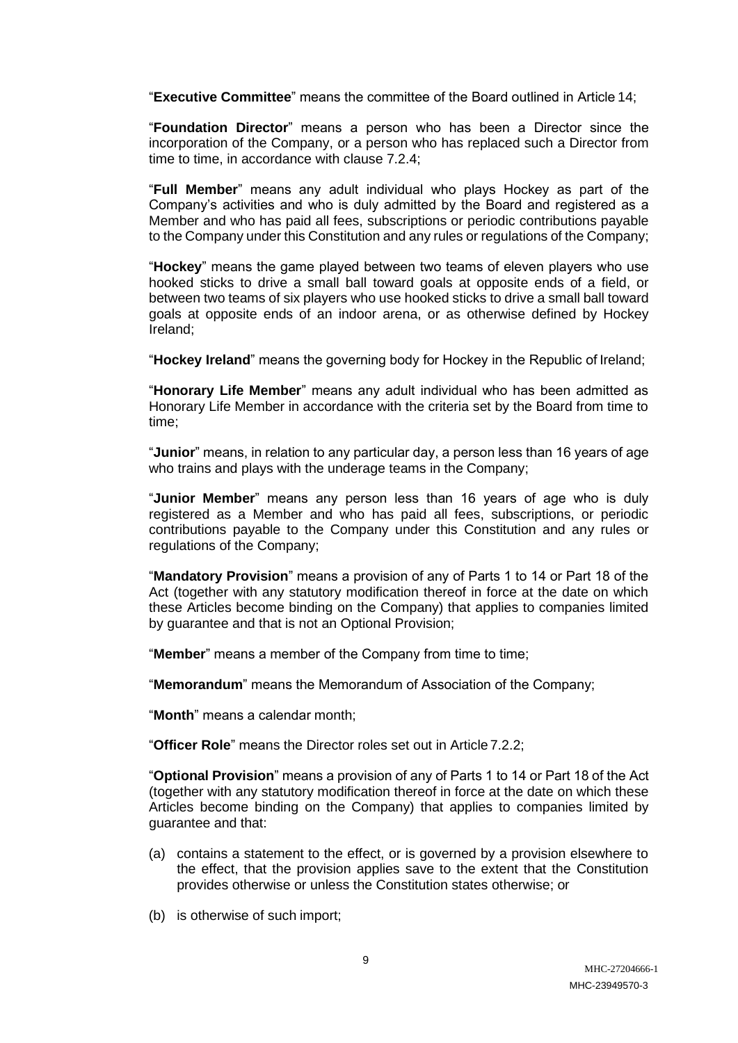"**Executive Committee**" means the committee of the Board outlined in Article 14;

"**Foundation Director**" means a person who has been a Director since the incorporation of the Company, or a person who has replaced such a Director from time to time, in accordance with clause 7.2.4;

"**Full Member**" means any adult individual who plays Hockey as part of the Company's activities and who is duly admitted by the Board and registered as a Member and who has paid all fees, subscriptions or periodic contributions payable to the Company under this Constitution and any rules or regulations of the Company;

"**Hockey**" means the game played between two teams of eleven players who use hooked sticks to drive a small ball toward goals at opposite ends of a field, or between two teams of six players who use hooked sticks to drive a small ball toward goals at opposite ends of an indoor arena, or as otherwise defined by Hockey Ireland;

"**Hockey Ireland**" means the governing body for Hockey in the Republic of Ireland;

"**Honorary Life Member**" means any adult individual who has been admitted as Honorary Life Member in accordance with the criteria set by the Board from time to time;

"**Junior**" means, in relation to any particular day, a person less than 16 years of age who trains and plays with the underage teams in the Company;

"**Junior Member**" means any person less than 16 years of age who is duly registered as a Member and who has paid all fees, subscriptions, or periodic contributions payable to the Company under this Constitution and any rules or regulations of the Company;

"**Mandatory Provision**" means a provision of any of Parts 1 to 14 or Part 18 of the Act (together with any statutory modification thereof in force at the date on which these Articles become binding on the Company) that applies to companies limited by guarantee and that is not an Optional Provision;

"**Member**" means a member of the Company from time to time;

"**Memorandum**" means the Memorandum of Association of the Company;

"**Month**" means a calendar month;

"**Officer Role**" means the Director roles set out in Article 7.2.2;

"**Optional Provision**" means a provision of any of Parts 1 to 14 or Part 18 of the Act (together with any statutory modification thereof in force at the date on which these Articles become binding on the Company) that applies to companies limited by guarantee and that:

(a) contains a statement to the effect, or is governed by a provision elsewhere to the effect, that the provision applies save to the extent that the Constitution provides otherwise or unless the Constitution states otherwise; or

(b) is otherwise of such import;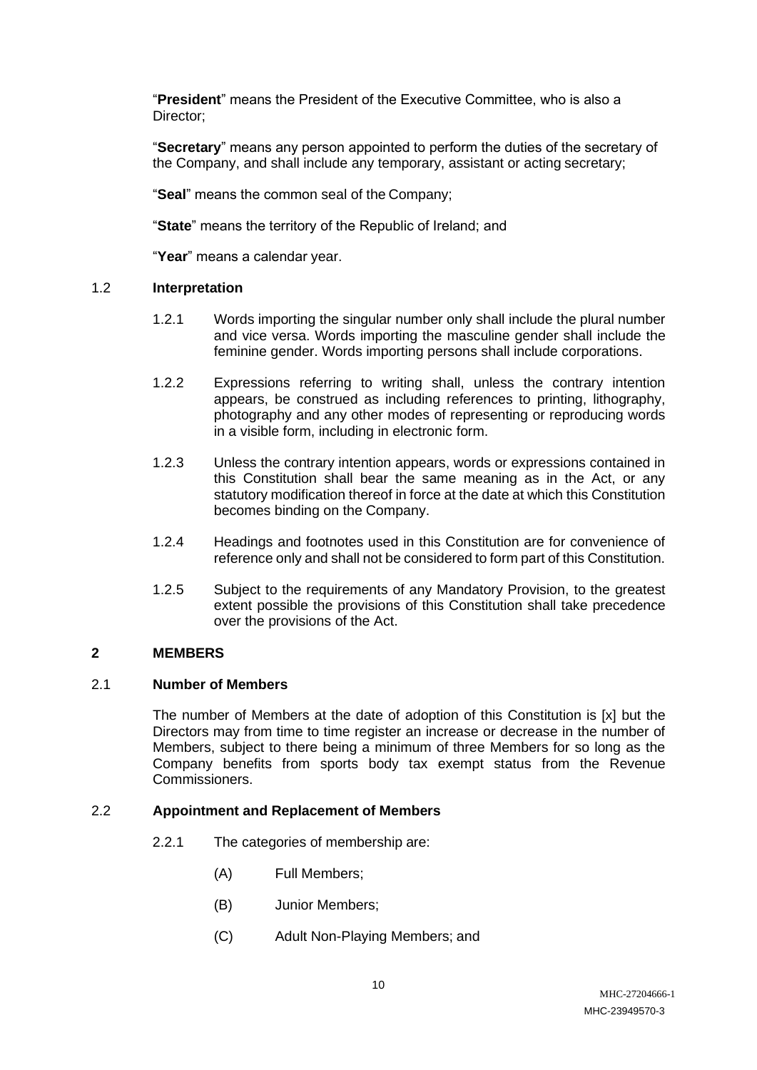"**President**" means the President of the Executive Committee, who is also a Director;

"**Secretary**" means any person appointed to perform the duties of the secretary of the Company, and shall include any temporary, assistant or acting secretary;

"**Seal**" means the common seal of the Company;

"**State**" means the territory of the Republic of Ireland; and

"**Year**" means a calendar year.

### 1.2 Interpretation

1.2.1 Words importing the singular number only shall include the plural number and vice versa. Words importing the masculine gender shall include the feminine gender. Words importing persons shall include corporations.

1.2.2 Expressions referring to writing shall, unless the contrary intention appears, be construed as including references to printing, lithography, photography and any other modes of representing or reproducing words in a visible form, including in electronic form.

1.2.3 Unless the contrary intention appears, words or expressions contained in this Constitution shall bear the same meaning as in the Act, or any statutory modification thereof in force at the date at which this Constitution becomes binding on the Company.

1.2.4 Headings and footnotes used in this Constitution are for convenience of reference only and shall not be considered to form part of this Constitution.

1.2.5 Subject to the requirements of any Mandatory Provision, to the greatest extent possible the provisions of this Constitution shall take precedence over the provisions of the Act.

## 2 MEMBERS

### 2.1 Number of Members

The number of Members at the date of adoption of this Constitution is [x] but the Directors may from time to time register an increase or decrease in the number of Members, subject to there being a minimum of three Members for so long as the Company benefits from sports body tax exempt status from the Revenue Commissioners.

### 2.2 Appointment and Replacement of Members

2.2.1 The categories of membership are:

(A) Full Members;

(B) Junior Members;

(C) Adult Non-Playing Members; and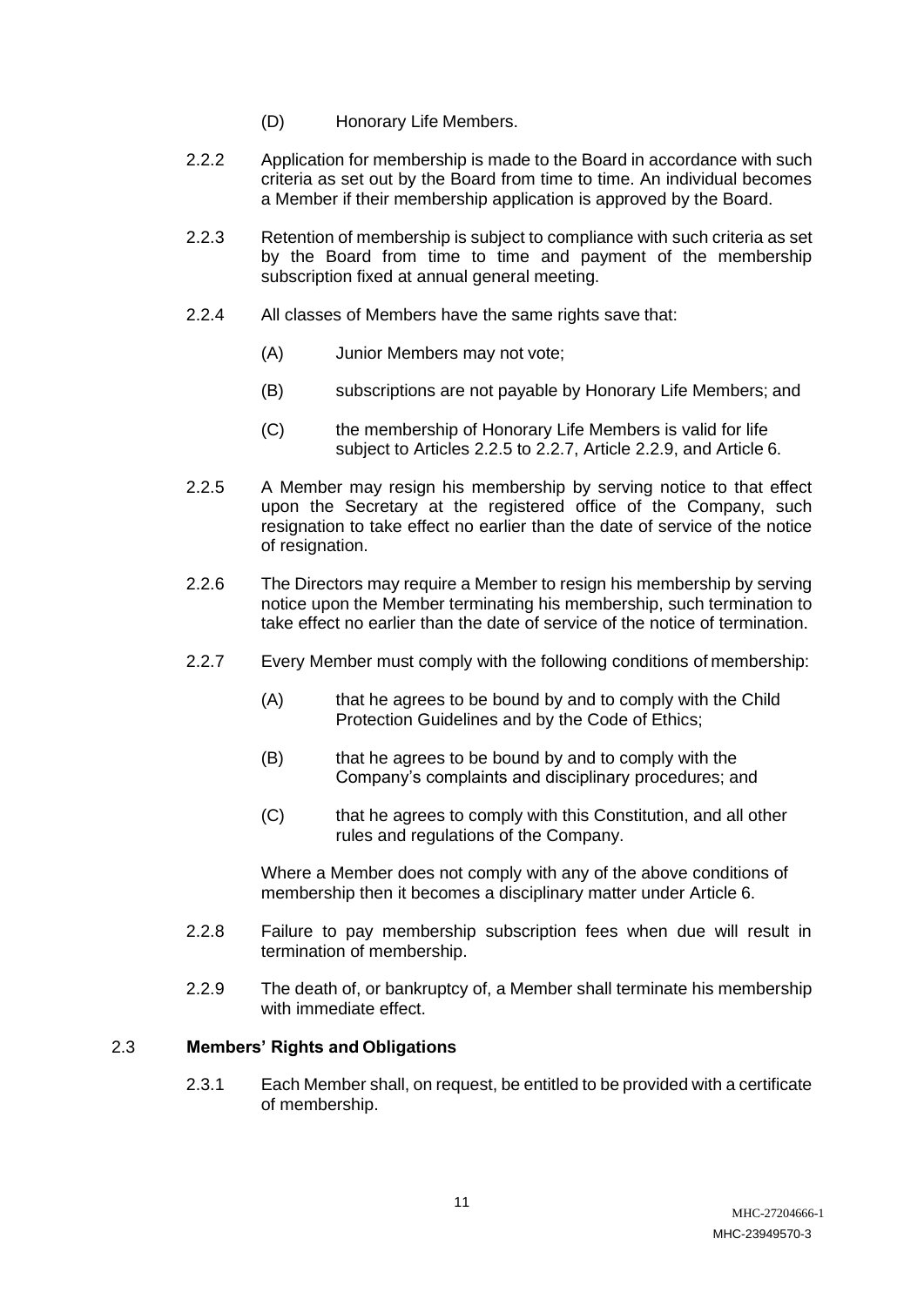(D) Honorary Life Members.

2.2.2 Application for membership is made to the Board in accordance with such criteria as set out by the Board from time to time. An individual becomes a Member if their membership application is approved by the Board.

2.2.3 Retention of membership is subject to compliance with such criteria as set by the Board from time to time and payment of the membership subscription fixed at annual general meeting.

2.2.4 All classes of Members have the same rights save that:

(A) Junior Members may not vote;

(B) subscriptions are not payable by Honorary Life Members; and

(C) the membership of Honorary Life Members is valid for life subject to Articles 2.2.5 to 2.2.7, Article 2.2.9, and Article 6.

2.2.5 A Member may resign his membership by serving notice to that effect upon the Secretary at the registered office of the Company, such resignation to take effect no earlier than the date of service of the notice of resignation.

2.2.6 The Directors may require a Member to resign his membership by serving notice upon the Member terminating his membership, such termination to take effect no earlier than the date of service of the notice of termination.

2.2.7 Every Member must comply with the following conditions of membership:

(A) that he agrees to be bound by and to comply with the Child Protection Guidelines and by the Code of Ethics;

(B) that he agrees to be bound by and to comply with the Company's complaints and disciplinary procedures; and

(C) that he agrees to comply with this Constitution, and all other rules and regulations of the Company.

Where a Member does not comply with any of the above conditions of membership then it becomes a disciplinary matter under Article 6.

2.2.8 Failure to pay membership subscription fees when due will result in termination of membership.

2.2.9 The death of, or bankruptcy of, a Member shall terminate his membership with immediate effect.

### 2.3 Members' Rights and Obligations

2.3.1 Each Member shall, on request, be entitled to be provided with a certificate of membership.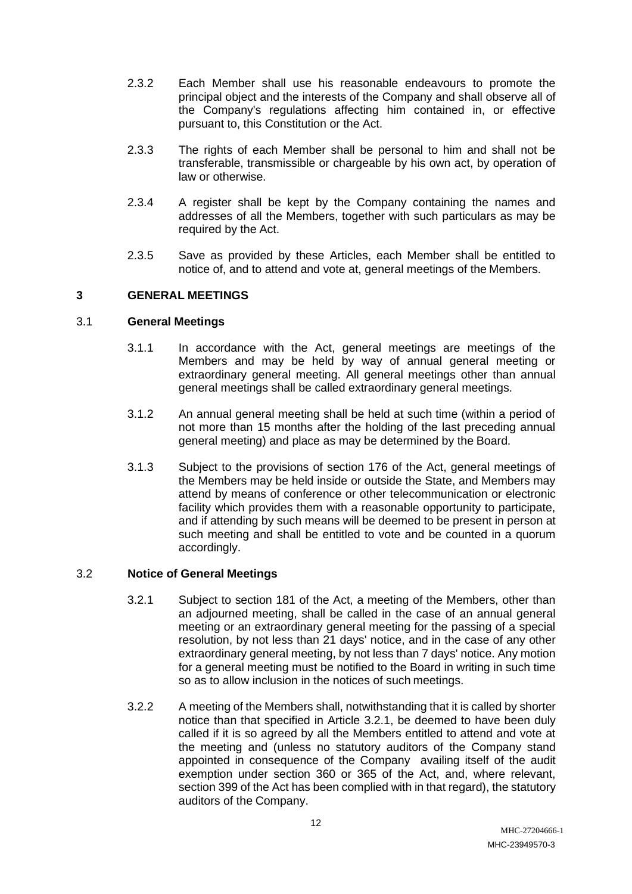2.3.2 Each Member shall use his reasonable endeavours to promote the principal object and the interests of the Company and shall observe all of the Company's regulations affecting him contained in, or effective pursuant to, this Constitution or the Act.

2.3.3 The rights of each Member shall be personal to him and shall not be transferable, transmissible or chargeable by his own act, by operation of law or otherwise.

2.3.4 A register shall be kept by the Company containing the names and addresses of all the Members, together with such particulars as may be required by the Act.

2.3.5 Save as provided by these Articles, each Member shall be entitled to notice of, and to attend and vote at, general meetings of the Members.

## 3 GENERAL MEETINGS

### 3.1 General Meetings

3.1.1 In accordance with the Act, general meetings are meetings of the Members and may be held by way of annual general meeting or extraordinary general meeting. All general meetings other than annual general meetings shall be called extraordinary general meetings.

3.1.2 An annual general meeting shall be held at such time (within a period of not more than 15 months after the holding of the last preceding annual general meeting) and place as may be determined by the Board.

3.1.3 Subject to the provisions of section 176 of the Act, general meetings of the Members may be held inside or outside the State, and Members may attend by means of conference or other telecommunication or electronic facility which provides them with a reasonable opportunity to participate, and if attending by such means will be deemed to be present in person at such meeting and shall be entitled to vote and be counted in a quorum accordingly.

### 3.2 Notice of General Meetings

3.2.1 Subject to section 181 of the Act, a meeting of the Members, other than an adjourned meeting, shall be called in the case of an annual general meeting or an extraordinary general meeting for the passing of a special resolution, by not less than 21 days' notice, and in the case of any other extraordinary general meeting, by not less than 7 days' notice. Any motion for a general meeting must be notified to the Board in writing in such time so as to allow inclusion in the notices of such meetings.

3.2.2 A meeting of the Members shall, notwithstanding that it is called by shorter notice than that specified in Article 3.2.1, be deemed to have been duly called if it is so agreed by all the Members entitled to attend and vote at the meeting and (unless no statutory auditors of the Company stand appointed in consequence of the Company availing itself of the audit exemption under section 360 or 365 of the Act, and, where relevant, section 399 of the Act has been complied with in that regard), the statutory auditors of the Company.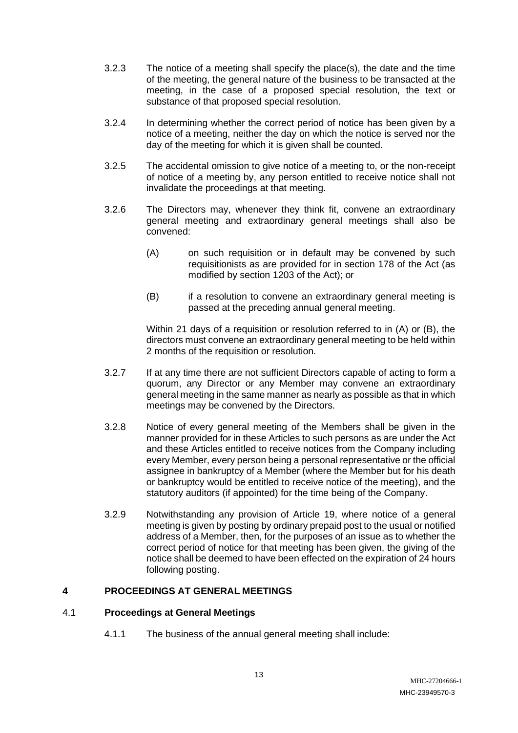3.2.3 The notice of a meeting shall specify the place(s), the date and the time of the meeting, the general nature of the business to be transacted at the meeting, in the case of a proposed special resolution, the text or substance of that proposed special resolution.

3.2.4 In determining whether the correct period of notice has been given by a notice of a meeting, neither the day on which the notice is served nor the day of the meeting for which it is given shall be counted.

3.2.5 The accidental omission to give notice of a meeting to, or the non-receipt of notice of a meeting by, any person entitled to receive notice shall not invalidate the proceedings at that meeting.

3.2.6 The Directors may, whenever they think fit, convene an extraordinary general meeting and extraordinary general meetings shall also be convened:

(A) on such requisition or in default may be convened by such requisitionists as are provided for in section 178 of the Act (as modified by section 1203 of the Act); or

(B) if a resolution to convene an extraordinary general meeting is passed at the preceding annual general meeting.

Within 21 days of a requisition or resolution referred to in (A) or (B), the directors must convene an extraordinary general meeting to be held within 2 months of the requisition or resolution.

3.2.7 If at any time there are not sufficient Directors capable of acting to form a quorum, any Director or any Member may convene an extraordinary general meeting in the same manner as nearly as possible as that in which meetings may be convened by the Directors.

3.2.8 Notice of every general meeting of the Members shall be given in the manner provided for in these Articles to such persons as are under the Act and these Articles entitled to receive notices from the Company including every Member, every person being a personal representative or the official assignee in bankruptcy of a Member (where the Member but for his death or bankruptcy would be entitled to receive notice of the meeting), and the statutory auditors (if appointed) for the time being of the Company.

3.2.9 Notwithstanding any provision of Article 19, where notice of a general meeting is given by posting by ordinary prepaid post to the usual or notified address of a Member, then, for the purposes of an issue as to whether the correct period of notice for that meeting has been given, the giving of the notice shall be deemed to have been effected on the expiration of 24 hours following posting.

## 4 PROCEEDINGS AT GENERAL MEETINGS

### 4.1 Proceedings at General Meetings

4.1.1 The business of the annual general meeting shall include: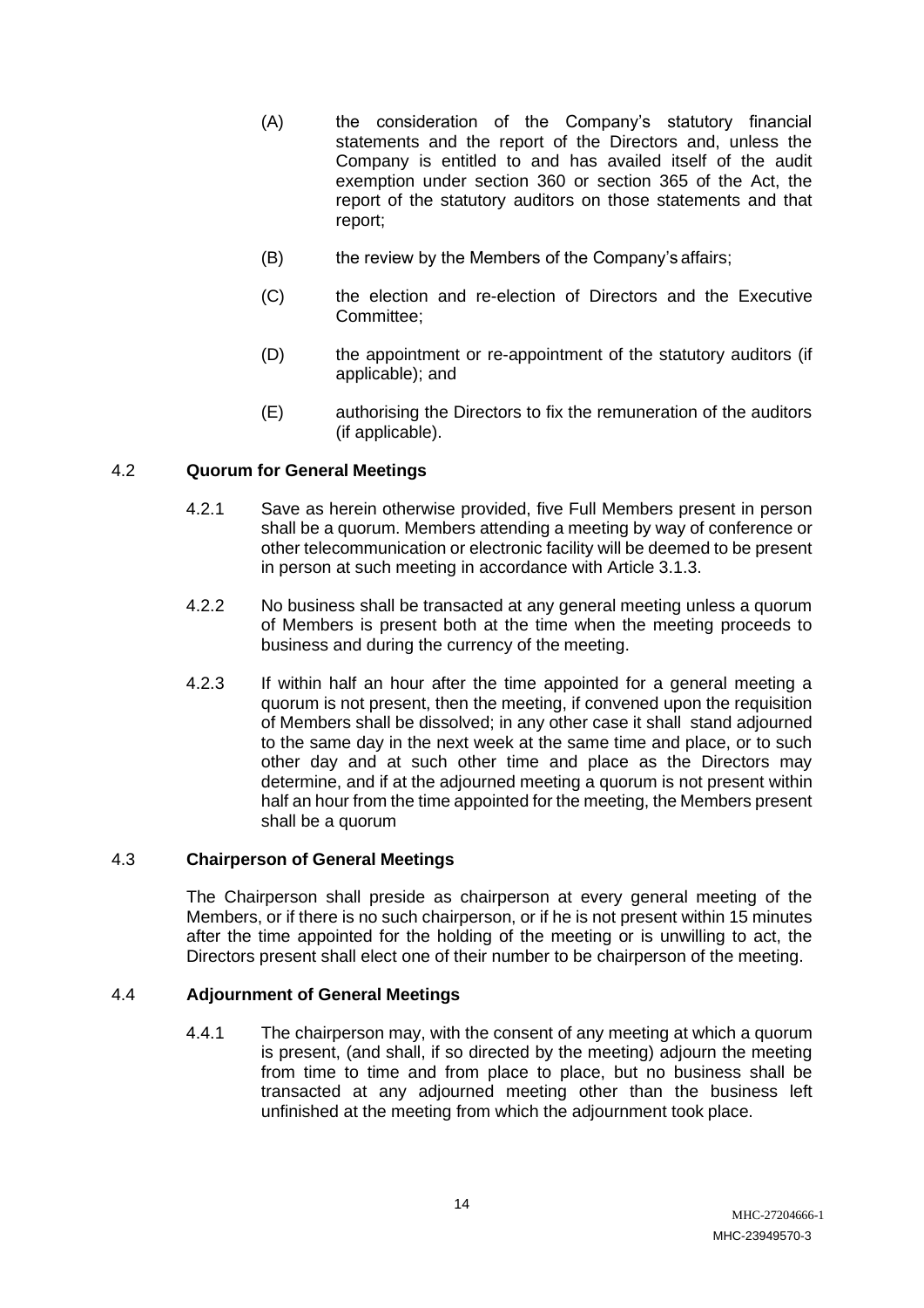(A) the consideration of the Company's statutory financial statements and the report of the Directors and, unless the Company is entitled to and has availed itself of the audit exemption under section 360 or section 365 of the Act, the report of the statutory auditors on those statements and that report;

(B) the review by the Members of the Company's affairs;

(C) the election and re-election of Directors and the Executive Committee;

(D) the appointment or re-appointment of the statutory auditors (if applicable); and

(E) authorising the Directors to fix the remuneration of the auditors (if applicable).

### 4.2 **Quorum for General Meetings**

4.2.1 Save as herein otherwise provided, five Full Members present in person shall be a quorum. Members attending a meeting by way of conference or other telecommunication or electronic facility will be deemed to be present in person at such meeting in accordance with Article 3.1.3.

4.2.2 No business shall be transacted at any general meeting unless a quorum of Members is present both at the time when the meeting proceeds to business and during the currency of the meeting.

4.2.3 If within half an hour after the time appointed for a general meeting a quorum is not present, then the meeting, if convened upon the requisition of Members shall be dissolved; in any other case it shall stand adjourned to the same day in the next week at the same time and place, or to such other day and at such other time and place as the Directors may determine, and if at the adjourned meeting a quorum is not present within half an hour from the time appointed for the meeting, the Members present shall be a quorum

### 4.3 **Chairperson of General Meetings**

The Chairperson shall preside as chairperson at every general meeting of the Members, or if there is no such chairperson, or if he is not present within 15 minutes after the time appointed for the holding of the meeting or is unwilling to act, the Directors present shall elect one of their number to be chairperson of the meeting.

### 4.4 **Adjournment of General Meetings**

4.4.1 The chairperson may, with the consent of any meeting at which a quorum is present, (and shall, if so directed by the meeting) adjourn the meeting from time to time and from place to place, but no business shall be transacted at any adjourned meeting other than the business left unfinished at the meeting from which the adjournment took place.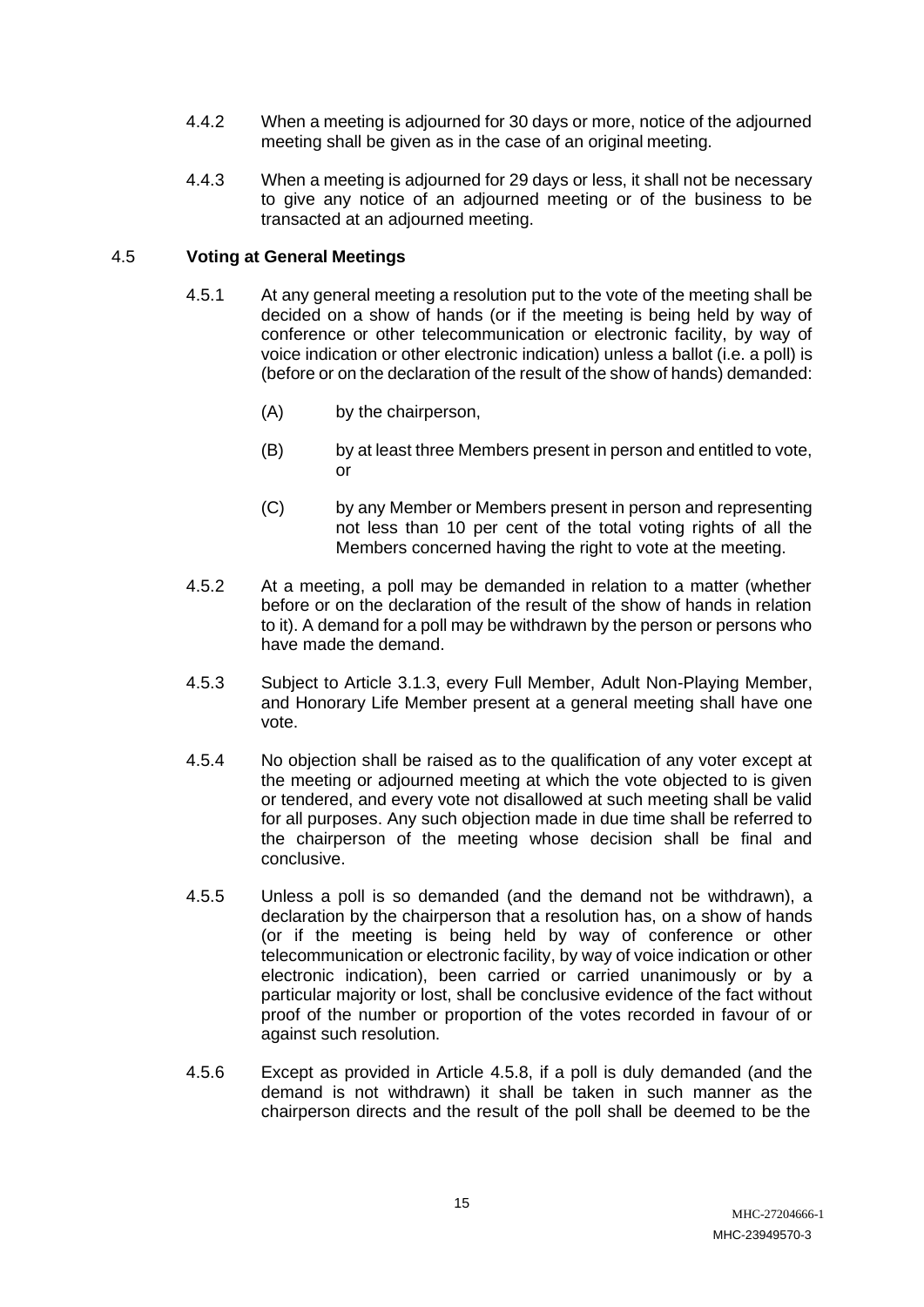4.4.2 When a meeting is adjourned for 30 days or more, notice of the adjourned meeting shall be given as in the case of an original meeting.

4.4.3 When a meeting is adjourned for 29 days or less, it shall not be necessary to give any notice of an adjourned meeting or of the business to be transacted at an adjourned meeting.

### 4.5 **Voting at General Meetings**

4.5.1 At any general meeting a resolution put to the vote of the meeting shall be decided on a show of hands (or if the meeting is being held by way of conference or other telecommunication or electronic facility, by way of voice indication or other electronic indication) unless a ballot (i.e. a poll) is (before or on the declaration of the result of the show of hands) demanded:

(A) by the chairperson,

(B) by at least three Members present in person and entitled to vote, or

(C) by any Member or Members present in person and representing not less than 10 per cent of the total voting rights of all the Members concerned having the right to vote at the meeting.

4.5.2 At a meeting, a poll may be demanded in relation to a matter (whether before or on the declaration of the result of the show of hands in relation to it). A demand for a poll may be withdrawn by the person or persons who have made the demand.

4.5.3 Subject to Article 3.1.3, every Full Member, Adult Non-Playing Member, and Honorary Life Member present at a general meeting shall have one vote.

4.5.4 No objection shall be raised as to the qualification of any voter except at the meeting or adjourned meeting at which the vote objected to is given or tendered, and every vote not disallowed at such meeting shall be valid for all purposes. Any such objection made in due time shall be referred to the chairperson of the meeting whose decision shall be final and conclusive.

4.5.5 Unless a poll is so demanded (and the demand not be withdrawn), a declaration by the chairperson that a resolution has, on a show of hands (or if the meeting is being held by way of conference or other telecommunication or electronic facility, by way of voice indication or other electronic indication), been carried or carried unanimously or by a particular majority or lost, shall be conclusive evidence of the fact without proof of the number or proportion of the votes recorded in favour of or against such resolution.

4.5.6 Except as provided in Article 4.5.8, if a poll is duly demanded (and the demand is not withdrawn) it shall be taken in such manner as the chairperson directs and the result of the poll shall be deemed to be the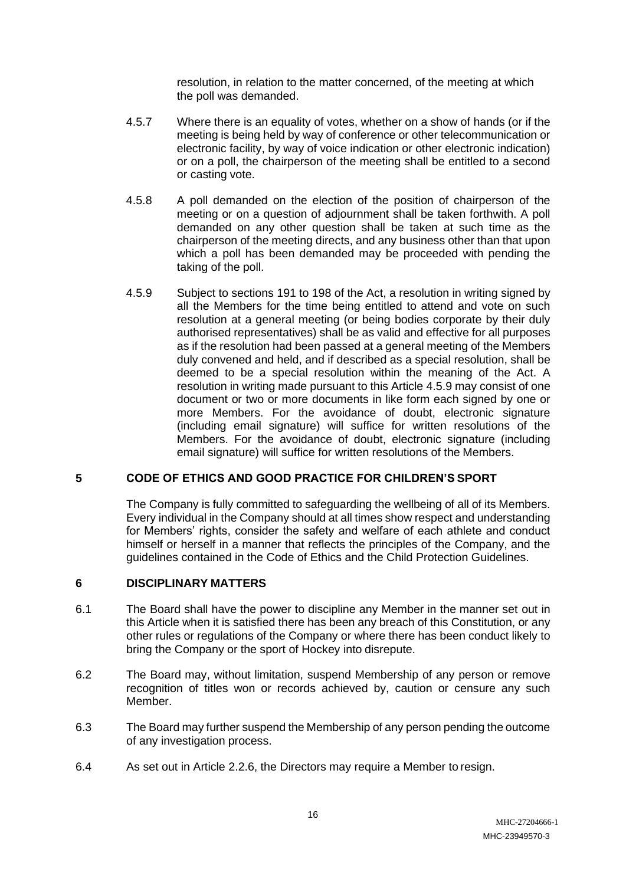resolution, in relation to the matter concerned, of the meeting at which the poll was demanded.

4.5.7 Where there is an equality of votes, whether on a show of hands (or if the meeting is being held by way of conference or other telecommunication or electronic facility, by way of voice indication or other electronic indication) or on a poll, the chairperson of the meeting shall be entitled to a second or casting vote.

4.5.8 A poll demanded on the election of the position of chairperson of the meeting or on a question of adjournment shall be taken forthwith. A poll demanded on any other question shall be taken at such time as the chairperson of the meeting directs, and any business other than that upon which a poll has been demanded may be proceeded with pending the taking of the poll.

4.5.9 Subject to sections 191 to 198 of the Act, a resolution in writing signed by all the Members for the time being entitled to attend and vote on such resolution at a general meeting (or being bodies corporate by their duly authorised representatives) shall be as valid and effective for all purposes as if the resolution had been passed at a general meeting of the Members duly convened and held, and if described as a special resolution, shall be deemed to be a special resolution within the meaning of the Act. A resolution in writing made pursuant to this Article 4.5.9 may consist of one document or two or more documents in like form each signed by one or more Members. For the avoidance of doubt, electronic signature (including email signature) will suffice for written resolutions of the Members. For the avoidance of doubt, electronic signature (including email signature) will suffice for written resolutions of the Members.

## 5 CODE OF ETHICS AND GOOD PRACTICE FOR CHILDREN'S SPORT

The Company is fully committed to safeguarding the wellbeing of all of its Members. Every individual in the Company should at all times show respect and understanding for Members' rights, consider the safety and welfare of each athlete and conduct himself or herself in a manner that reflects the principles of the Company, and the guidelines contained in the Code of Ethics and the Child Protection Guidelines.

## 6 DISCIPLINARY MATTERS

6.1 The Board shall have the power to discipline any Member in the manner set out in this Article when it is satisfied there has been any breach of this Constitution, or any other rules or regulations of the Company or where there has been conduct likely to bring the Company or the sport of Hockey into disrepute.

6.2 The Board may, without limitation, suspend Membership of any person or remove recognition of titles won or records achieved by, caution or censure any such Member.

6.3 The Board may further suspend the Membership of any person pending the outcome of any investigation process.

6.4 As set out in Article 2.2.6, the Directors may require a Member to resign.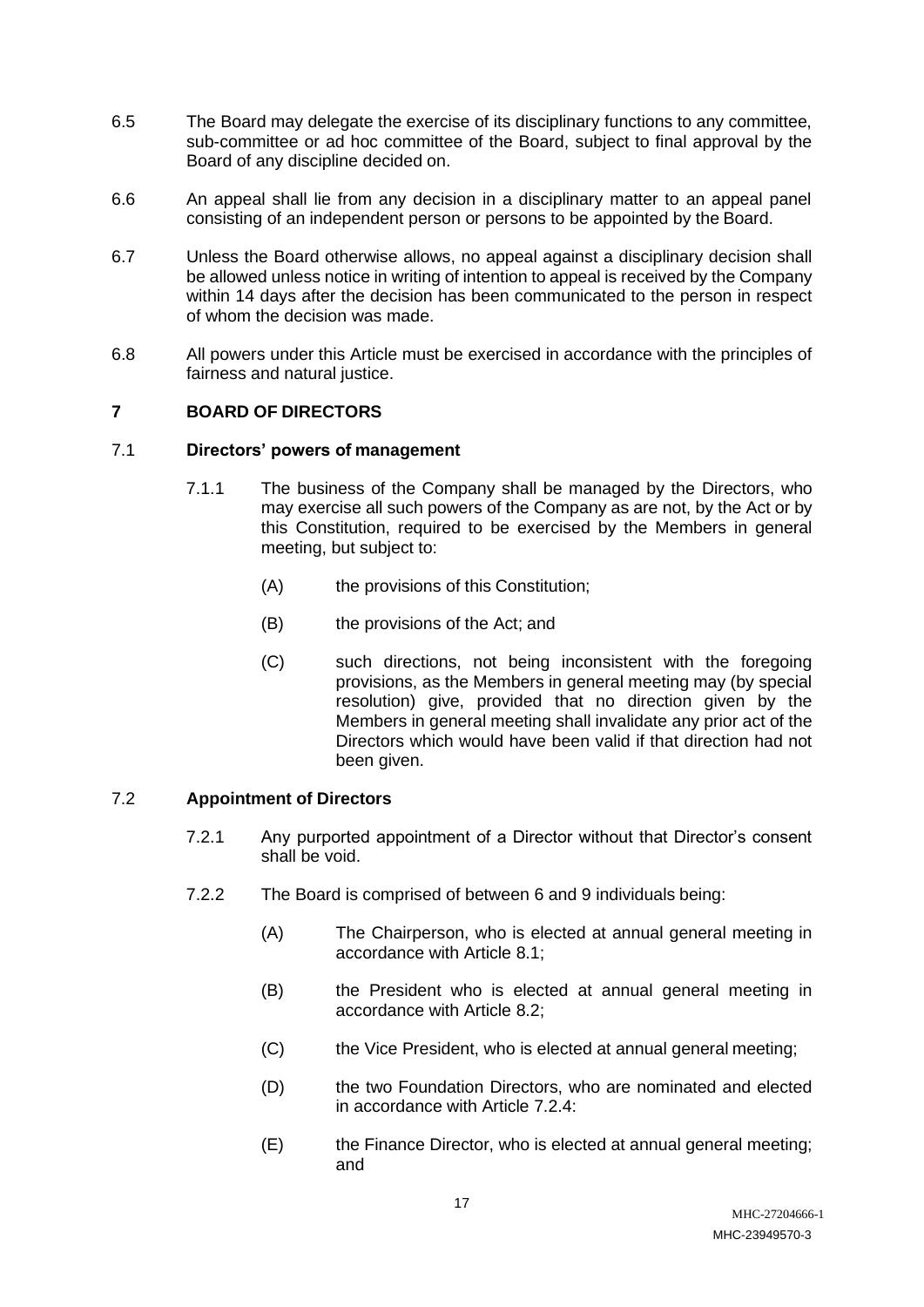6.5 The Board may delegate the exercise of its disciplinary functions to any committee, sub-committee or ad hoc committee of the Board, subject to final approval by the Board of any discipline decided on.

6.6 An appeal shall lie from any decision in a disciplinary matter to an appeal panel consisting of an independent person or persons to be appointed by the Board.

6.7 Unless the Board otherwise allows, no appeal against a disciplinary decision shall be allowed unless notice in writing of intention to appeal is received by the Company within 14 days after the decision has been communicated to the person in respect of whom the decision was made.

6.8 All powers under this Article must be exercised in accordance with the principles of fairness and natural justice.

## 7 BOARD OF DIRECTORS

### 7.1 Directors' powers of management

7.1.1 The business of the Company shall be managed by the Directors, who may exercise all such powers of the Company as are not, by the Act or by this Constitution, required to be exercised by the Members in general meeting, but subject to:

(A) the provisions of this Constitution;

(B) the provisions of the Act; and

(C) such directions, not being inconsistent with the foregoing provisions, as the Members in general meeting may (by special resolution) give, provided that no direction given by the Members in general meeting shall invalidate any prior act of the Directors which would have been valid if that direction had not been given.

### 7.2 Appointment of Directors

7.2.1 Any purported appointment of a Director without that Director's consent shall be void.

7.2.2 The Board is comprised of between 6 and 9 individuals being:

(A) The Chairperson, who is elected at annual general meeting in accordance with Article 8.1;

(B) the President who is elected at annual general meeting in accordance with Article 8.2;

(C) the Vice President, who is elected at annual general meeting;

(D) the two Foundation Directors, who are nominated and elected in accordance with Article 7.2.4:

(E) the Finance Director, who is elected at annual general meeting; and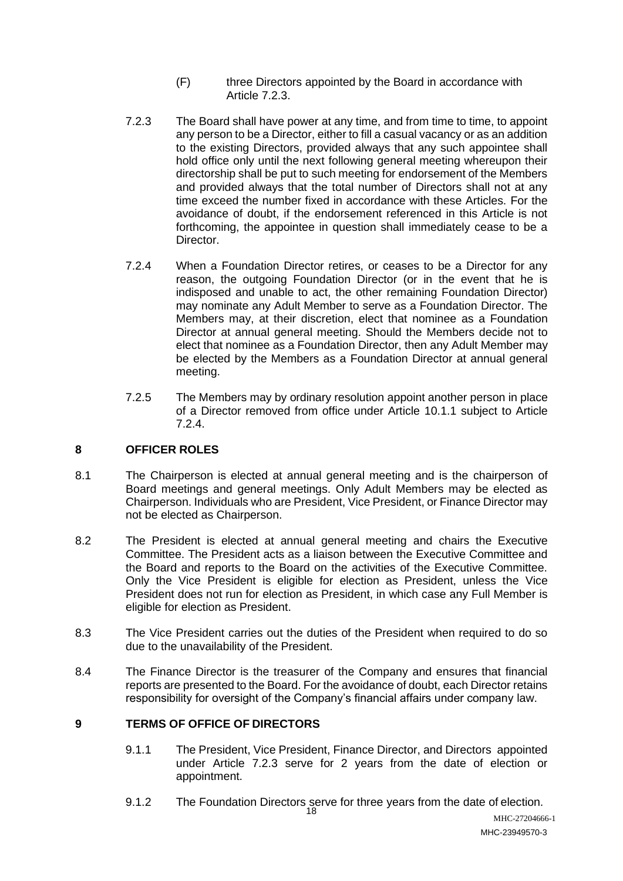(F) three Directors appointed by the Board in accordance with Article 7.2.3.

7.2.3 The Board shall have power at any time, and from time to time, to appoint any person to be a Director, either to fill a casual vacancy or as an addition to the existing Directors, provided always that any such appointee shall hold office only until the next following general meeting whereupon their directorship shall be put to such meeting for endorsement of the Members and provided always that the total number of Directors shall not at any time exceed the number fixed in accordance with these Articles. For the avoidance of doubt, if the endorsement referenced in this Article is not forthcoming, the appointee in question shall immediately cease to be a Director.

7.2.4 When a Foundation Director retires, or ceases to be a Director for any reason, the outgoing Foundation Director (or in the event that he is indisposed and unable to act, the other remaining Foundation Director) may nominate any Adult Member to serve as a Foundation Director. The Members may, at their discretion, elect that nominee as a Foundation Director at annual general meeting. Should the Members decide not to elect that nominee as a Foundation Director, then any Adult Member may be elected by the Members as a Foundation Director at annual general meeting.

7.2.5 The Members may by ordinary resolution appoint another person in place of a Director removed from office under Article 10.1.1 subject to Article 7.2.4.

## 8 OFFICER ROLES

8.1 The Chairperson is elected at annual general meeting and is the chairperson of Board meetings and general meetings. Only Adult Members may be elected as Chairperson. Individuals who are President, Vice President, or Finance Director may not be elected as Chairperson.

8.2 The President is elected at annual general meeting and chairs the Executive Committee. The President acts as a liaison between the Executive Committee and the Board and reports to the Board on the activities of the Executive Committee. Only the Vice President is eligible for election as President, unless the Vice President does not run for election as President, in which case any Full Member is eligible for election as President.

8.3 The Vice President carries out the duties of the President when required to do so due to the unavailability of the President.

8.4 The Finance Director is the treasurer of the Company and ensures that financial reports are presented to the Board. For the avoidance of doubt, each Director retains responsibility for oversight of the Company's financial affairs under company law.

## 9 TERMS OF OFFICE OF DIRECTORS

9.1.1 The President, Vice President, Finance Director, and Directors appointed under Article 7.2.3 serve for 2 years from the date of election or appointment.

9.1.2 The Foundation Directors serve for three years from the date of election.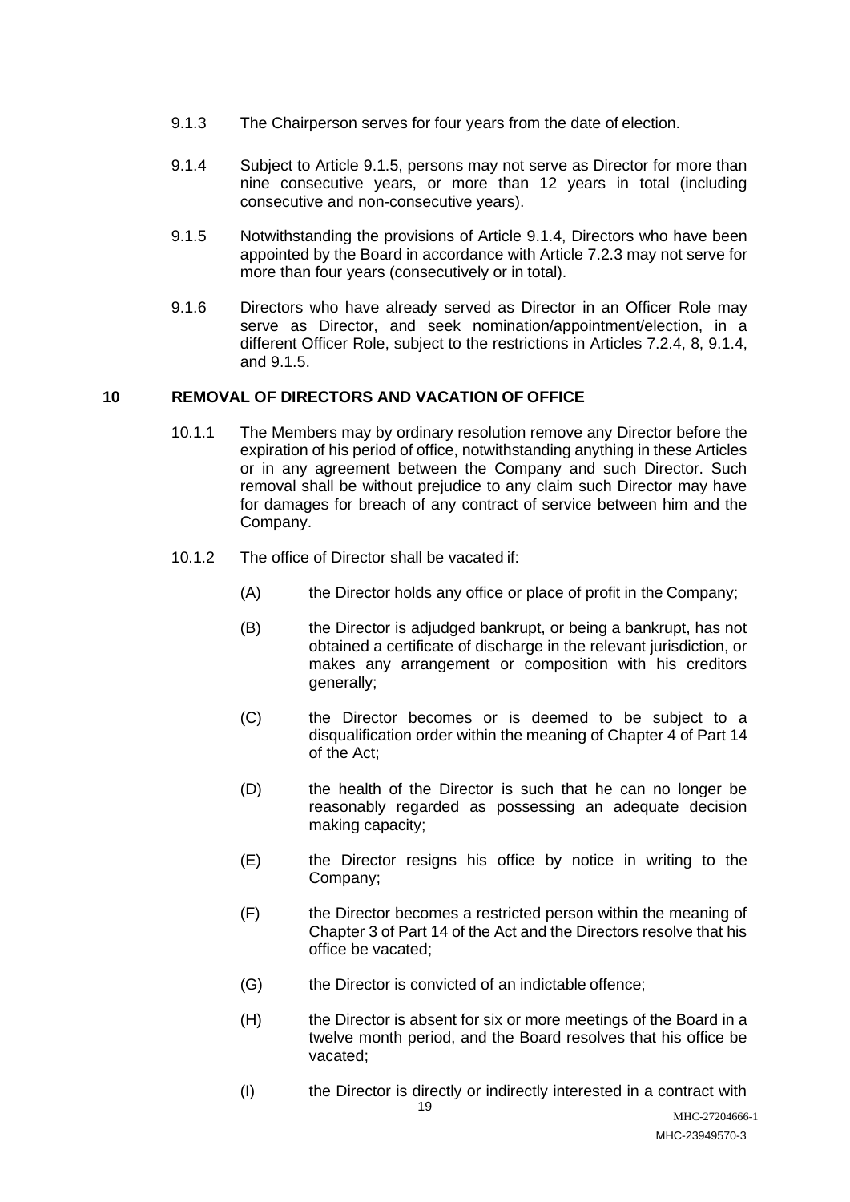9.1.3 The Chairperson serves for four years from the date of election.

9.1.4 Subject to Article 9.1.5, persons may not serve as Director for more than nine consecutive years, or more than 12 years in total (including consecutive and non-consecutive years).

9.1.5 Notwithstanding the provisions of Article 9.1.4, Directors who have been appointed by the Board in accordance with Article 7.2.3 may not serve for more than four years (consecutively or in total).

9.1.6 Directors who have already served as Director in an Officer Role may serve as Director, and seek nomination/appointment/election, in a different Officer Role, subject to the restrictions in Articles 7.2.4, 8, 9.1.4, and 9.1.5.

## 10 REMOVAL OF DIRECTORS AND VACATION OF OFFICE

10.1.1 The Members may by ordinary resolution remove any Director before the expiration of his period of office, notwithstanding anything in these Articles or in any agreement between the Company and such Director. Such removal shall be without prejudice to any claim such Director may have for damages for breach of any contract of service between him and the Company.

10.1.2 The office of Director shall be vacated if:

(A) the Director holds any office or place of profit in the Company;

(B) the Director is adjudged bankrupt, or being a bankrupt, has not obtained a certificate of discharge in the relevant jurisdiction, or makes any arrangement or composition with his creditors generally;

(C) the Director becomes or is deemed to be subject to a disqualification order within the meaning of Chapter 4 of Part 14 of the Act;

(D) the health of the Director is such that he can no longer be reasonably regarded as possessing an adequate decision making capacity;

(E) the Director resigns his office by notice in writing to the Company;

(F) the Director becomes a restricted person within the meaning of Chapter 3 of Part 14 of the Act and the Directors resolve that his office be vacated;

(G) the Director is convicted of an indictable offence;

(H) the Director is absent for six or more meetings of the Board in a twelve month period, and the Board resolves that his office be vacated;

(I) the Director is directly or indirectly interested in a contract with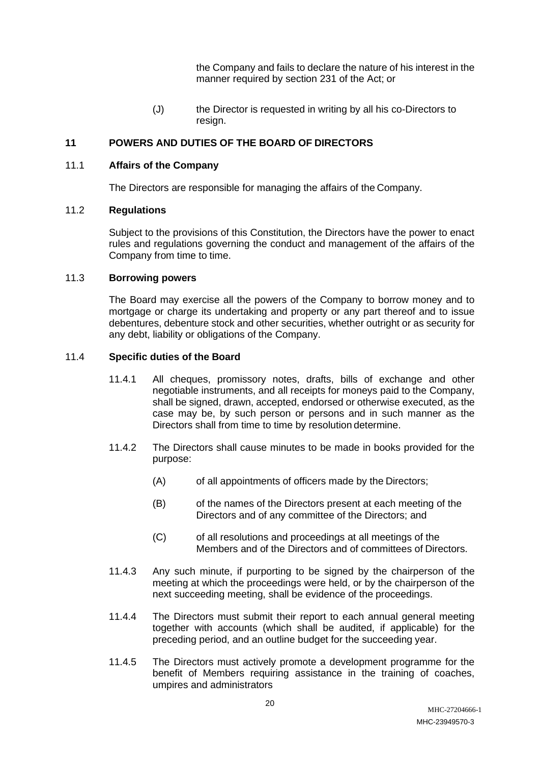the Company and fails to declare the nature of his interest in the manner required by section 231 of the Act; or

(J) the Director is requested in writing by all his co-Directors to resign.

## 11 POWERS AND DUTIES OF THE BOARD OF DIRECTORS

### 11.1 Affairs of the Company

The Directors are responsible for managing the affairs of the Company.

### 11.2 Regulations

Subject to the provisions of this Constitution, the Directors have the power to enact rules and regulations governing the conduct and management of the affairs of the Company from time to time.

### 11.3 Borrowing powers

The Board may exercise all the powers of the Company to borrow money and to mortgage or charge its undertaking and property or any part thereof and to issue debentures, debenture stock and other securities, whether outright or as security for any debt, liability or obligations of the Company.

### 11.4 Specific duties of the Board

11.4.1 All cheques, promissory notes, drafts, bills of exchange and other negotiable instruments, and all receipts for moneys paid to the Company, shall be signed, drawn, accepted, endorsed or otherwise executed, as the case may be, by such person or persons and in such manner as the Directors shall from time to time by resolution determine.

11.4.2 The Directors shall cause minutes to be made in books provided for the purpose:

(A) of all appointments of officers made by the Directors;

(B) of the names of the Directors present at each meeting of the Directors and of any committee of the Directors; and

(C) of all resolutions and proceedings at all meetings of the Members and of the Directors and of committees of Directors.

11.4.3 Any such minute, if purporting to be signed by the chairperson of the meeting at which the proceedings were held, or by the chairperson of the next succeeding meeting, shall be evidence of the proceedings.

11.4.4 The Directors must submit their report to each annual general meeting together with accounts (which shall be audited, if applicable) for the preceding period, and an outline budget for the succeeding year.

11.4.5 The Directors must actively promote a development programme for the benefit of Members requiring assistance in the training of coaches, umpires and administrators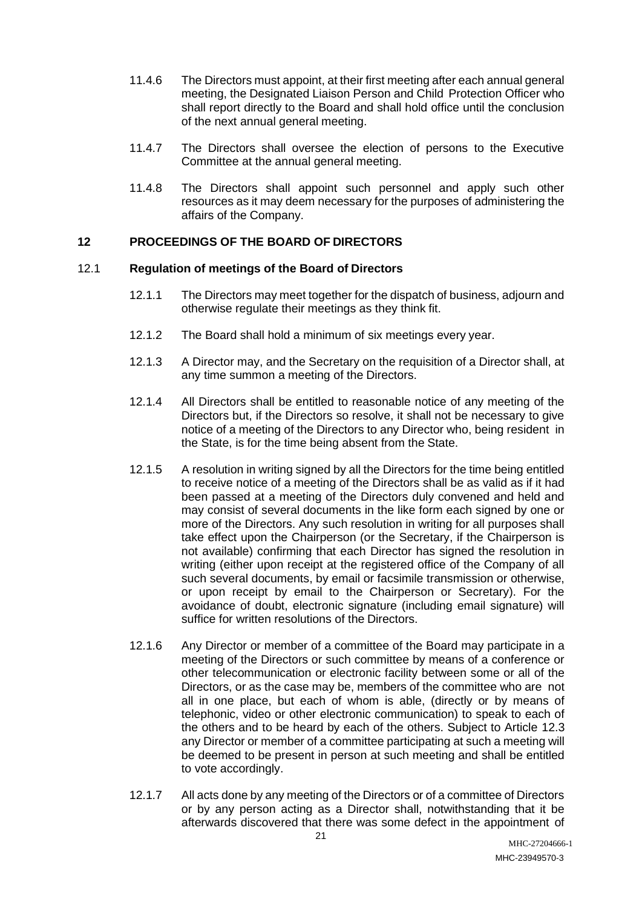11.4.6 The Directors must appoint, at their first meeting after each annual general meeting, the Designated Liaison Person and Child Protection Officer who shall report directly to the Board and shall hold office until the conclusion of the next annual general meeting.

11.4.7 The Directors shall oversee the election of persons to the Executive Committee at the annual general meeting.

11.4.8 The Directors shall appoint such personnel and apply such other resources as it may deem necessary for the purposes of administering the affairs of the Company.

## 12 PROCEEDINGS OF THE BOARD OF DIRECTORS

### 12.1 Regulation of meetings of the Board of Directors

12.1.1 The Directors may meet together for the dispatch of business, adjourn and otherwise regulate their meetings as they think fit.

12.1.2 The Board shall hold a minimum of six meetings every year.

12.1.3 A Director may, and the Secretary on the requisition of a Director shall, at any time summon a meeting of the Directors.

12.1.4 All Directors shall be entitled to reasonable notice of any meeting of the Directors but, if the Directors so resolve, it shall not be necessary to give notice of a meeting of the Directors to any Director who, being resident in the State, is for the time being absent from the State.

12.1.5 A resolution in writing signed by all the Directors for the time being entitled to receive notice of a meeting of the Directors shall be as valid as if it had been passed at a meeting of the Directors duly convened and held and may consist of several documents in the like form each signed by one or more of the Directors. Any such resolution in writing for all purposes shall take effect upon the Chairperson (or the Secretary, if the Chairperson is not available) confirming that each Director has signed the resolution in writing (either upon receipt at the registered office of the Company of all such several documents, by email or facsimile transmission or otherwise, or upon receipt by email to the Chairperson or Secretary). For the avoidance of doubt, electronic signature (including email signature) will suffice for written resolutions of the Directors.

12.1.6 Any Director or member of a committee of the Board may participate in a meeting of the Directors or such committee by means of a conference or other telecommunication or electronic facility between some or all of the Directors, or as the case may be, members of the committee who are not all in one place, but each of whom is able, (directly or by means of telephonic, video or other electronic communication) to speak to each of the others and to be heard by each of the others. Subject to Article 12.3 any Director or member of a committee participating at such a meeting will be deemed to be present in person at such meeting and shall be entitled to vote accordingly.

12.1.7 All acts done by any meeting of the Directors or of a committee of Directors or by any person acting as a Director shall, notwithstanding that it be afterwards discovered that there was some defect in the appointment of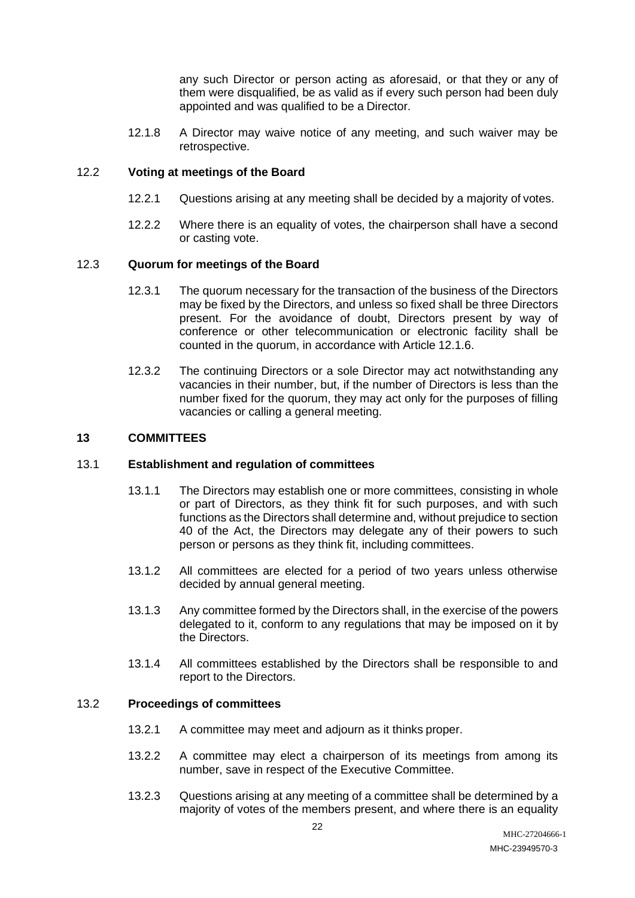any such Director or person acting as aforesaid, or that they or any of them were disqualified, be as valid as if every such person had been duly appointed and was qualified to be a Director.

12.1.8 A Director may waive notice of any meeting, and such waiver may be retrospective.

### 12.2 Voting at meetings of the Board

12.2.1 Questions arising at any meeting shall be decided by a majority of votes.

12.2.2 Where there is an equality of votes, the chairperson shall have a second or casting vote.

### 12.3 Quorum for meetings of the Board

12.3.1 The quorum necessary for the transaction of the business of the Directors may be fixed by the Directors, and unless so fixed shall be three Directors present. For the avoidance of doubt, Directors present by way of conference or other telecommunication or electronic facility shall be counted in the quorum, in accordance with Article 12.1.6.

12.3.2 The continuing Directors or a sole Director may act notwithstanding any vacancies in their number, but, if the number of Directors is less than the number fixed for the quorum, they may act only for the purposes of filling vacancies or calling a general meeting.

## 13 COMMITTEES

### 13.1 Establishment and regulation of committees

13.1.1 The Directors may establish one or more committees, consisting in whole or part of Directors, as they think fit for such purposes, and with such functions as the Directors shall determine and, without prejudice to section 40 of the Act, the Directors may delegate any of their powers to such person or persons as they think fit, including committees.

13.1.2 All committees are elected for a period of two years unless otherwise decided by annual general meeting.

13.1.3 Any committee formed by the Directors shall, in the exercise of the powers delegated to it, conform to any regulations that may be imposed on it by the Directors.

13.1.4 All committees established by the Directors shall be responsible to and report to the Directors.

### 13.2 Proceedings of committees

13.2.1 A committee may meet and adjourn as it thinks proper.

13.2.2 A committee may elect a chairperson of its meetings from among its number, save in respect of the Executive Committee.

13.2.3 Questions arising at any meeting of a committee shall be determined by a majority of votes of the members present, and where there is an equality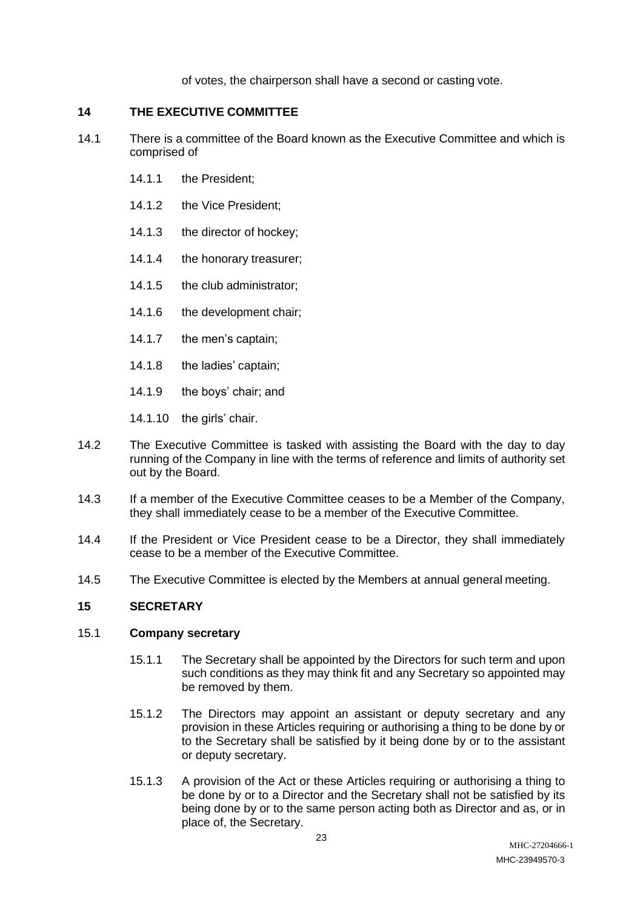of votes, the chairperson shall have a second or casting vote.

## 14 THE EXECUTIVE COMMITTEE

14.1 There is a committee of the Board known as the Executive Committee and which is comprised of

- 14.1.1 the President;
- 14.1.2 the Vice President;
- 14.1.3 the director of hockey;
- 14.1.4 the honorary treasurer;
- 14.1.5 the club administrator;
- 14.1.6 the development chair;
- 14.1.7 the men's captain;
- 14.1.8 the ladies' captain;
- 14.1.9 the boys' chair; and
- 14.1.10 the girls' chair.

14.2 The Executive Committee is tasked with assisting the Board with the day to day running of the Company in line with the terms of reference and limits of authority set out by the Board.

14.3 If a member of the Executive Committee ceases to be a Member of the Company, they shall immediately cease to be a member of the Executive Committee.

14.4 If the President or Vice President cease to be a Director, they shall immediately cease to be a member of the Executive Committee.

14.5 The Executive Committee is elected by the Members at annual general meeting.

## 15 SECRETARY

### 15.1 Company secretary

15.1.1 The Secretary shall be appointed by the Directors for such term and upon such conditions as they may think fit and any Secretary so appointed may be removed by them.

15.1.2 The Directors may appoint an assistant or deputy secretary and any provision in these Articles requiring or authorising a thing to be done by or to the Secretary shall be satisfied by it being done by or to the assistant or deputy secretary.

15.1.3 A provision of the Act or these Articles requiring or authorising a thing to be done by or to a Director and the Secretary shall not be satisfied by its being done by or to the same person acting both as Director and as, or in place of, the Secretary.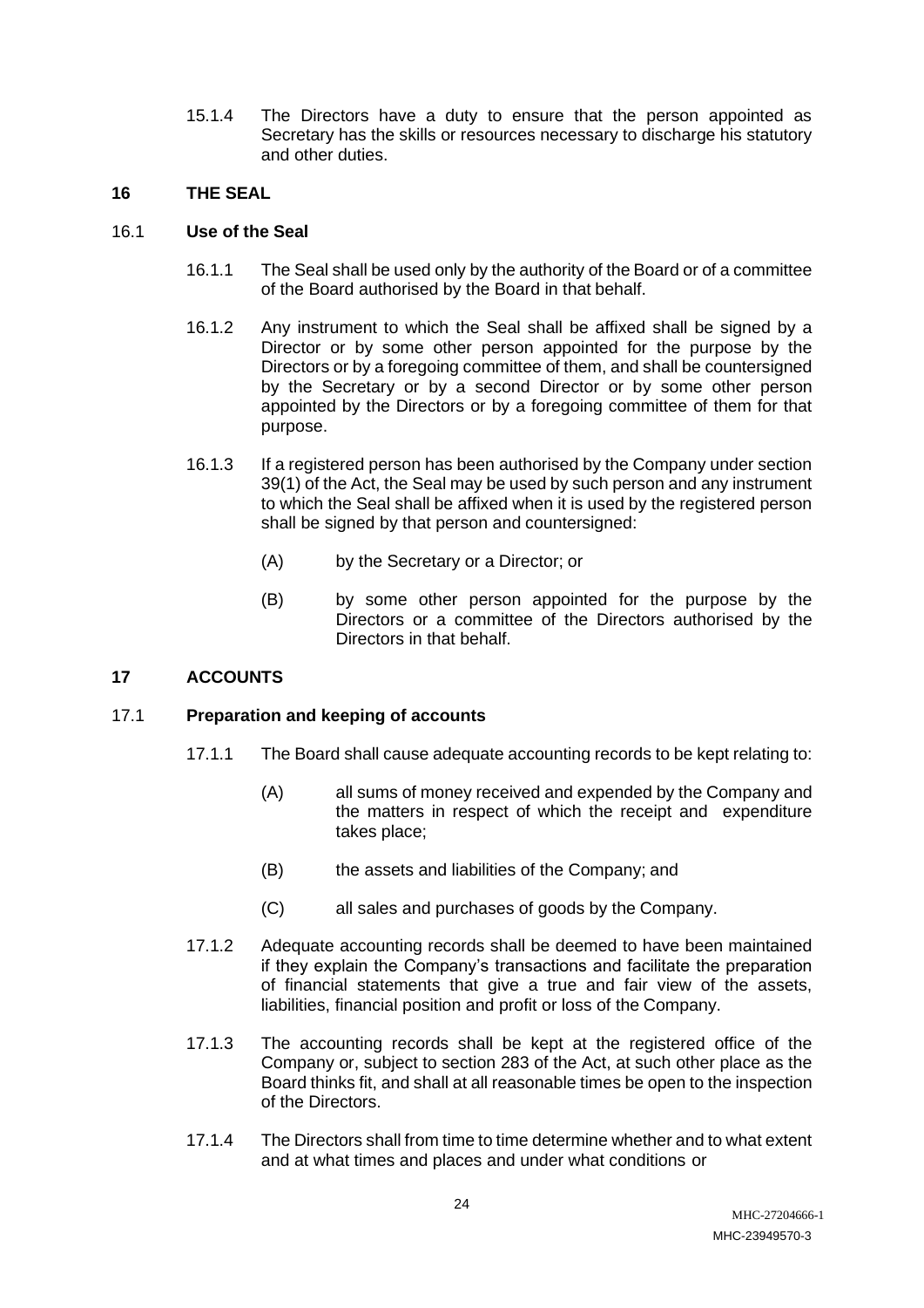15.1.4 The Directors have a duty to ensure that the person appointed as Secretary has the skills or resources necessary to discharge his statutory and other duties.

## 16 THE SEAL

### 16.1 Use of the Seal

16.1.1 The Seal shall be used only by the authority of the Board or of a committee of the Board authorised by the Board in that behalf.

16.1.2 Any instrument to which the Seal shall be affixed shall be signed by a Director or by some other person appointed for the purpose by the Directors or by a foregoing committee of them, and shall be countersigned by the Secretary or by a second Director or by some other person appointed by the Directors or by a foregoing committee of them for that purpose.

16.1.3 If a registered person has been authorised by the Company under section 39(1) of the Act, the Seal may be used by such person and any instrument to which the Seal shall be affixed when it is used by the registered person shall be signed by that person and countersigned:

(A) by the Secretary or a Director; or

(B) by some other person appointed for the purpose by the Directors or a committee of the Directors authorised by the Directors in that behalf.

## 17 ACCOUNTS

### 17.1 Preparation and keeping of accounts

17.1.1 The Board shall cause adequate accounting records to be kept relating to:

(A) all sums of money received and expended by the Company and the matters in respect of which the receipt and expenditure takes place;

(B) the assets and liabilities of the Company; and

(C) all sales and purchases of goods by the Company.

17.1.2 Adequate accounting records shall be deemed to have been maintained if they explain the Company's transactions and facilitate the preparation of financial statements that give a true and fair view of the assets, liabilities, financial position and profit or loss of the Company.

17.1.3 The accounting records shall be kept at the registered office of the Company or, subject to section 283 of the Act, at such other place as the Board thinks fit, and shall at all reasonable times be open to the inspection of the Directors.

17.1.4 The Directors shall from time to time determine whether and to what extent and at what times and places and under what conditions or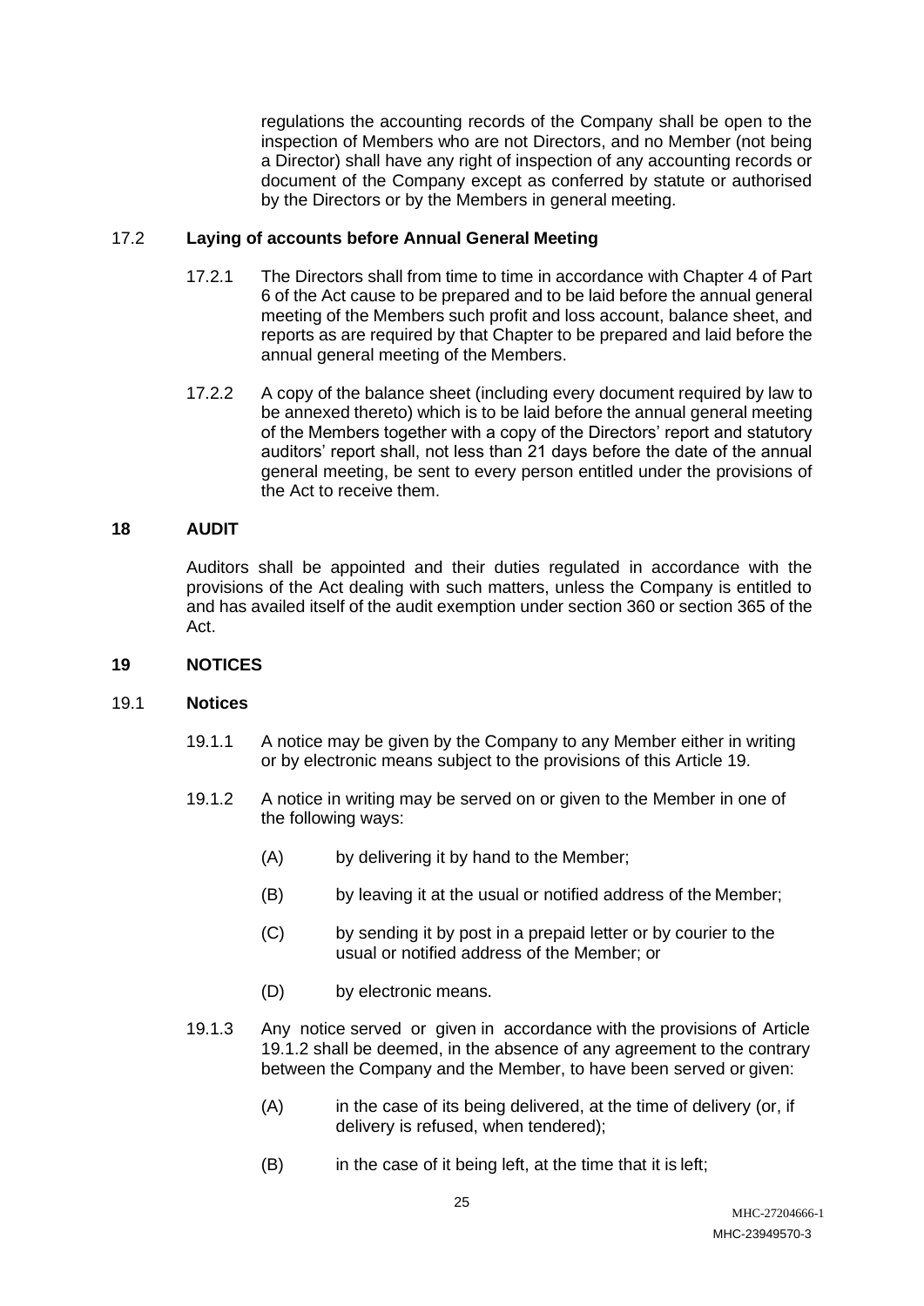regulations the accounting records of the Company shall be open to the inspection of Members who are not Directors, and no Member (not being a Director) shall have any right of inspection of any accounting records or document of the Company except as conferred by statute or authorised by the Directors or by the Members in general meeting.

### 17.2 Laying of accounts before Annual General Meeting

17.2.1 The Directors shall from time to time in accordance with Chapter 4 of Part 6 of the Act cause to be prepared and to be laid before the annual general meeting of the Members such profit and loss account, balance sheet, and reports as are required by that Chapter to be prepared and laid before the annual general meeting of the Members.

17.2.2 A copy of the balance sheet (including every document required by law to be annexed thereto) which is to be laid before the annual general meeting of the Members together with a copy of the Directors' report and statutory auditors' report shall, not less than 21 days before the date of the annual general meeting, be sent to every person entitled under the provisions of the Act to receive them.

## 18 AUDIT

Auditors shall be appointed and their duties regulated in accordance with the provisions of the Act dealing with such matters, unless the Company is entitled to and has availed itself of the audit exemption under section 360 or section 365 of the Act.

## 19 NOTICES

### 19.1 Notices

19.1.1 A notice may be given by the Company to any Member either in writing or by electronic means subject to the provisions of this Article 19.

19.1.2 A notice in writing may be served on or given to the Member in one of the following ways:

(A) by delivering it by hand to the Member;

(B) by leaving it at the usual or notified address of the Member;

(C) by sending it by post in a prepaid letter or by courier to the usual or notified address of the Member; or

(D) by electronic means.

19.1.3 Any notice served or given in accordance with the provisions of Article 19.1.2 shall be deemed, in the absence of any agreement to the contrary between the Company and the Member, to have been served or given:

(A) in the case of its being delivered, at the time of delivery (or, if delivery is refused, when tendered);

(B) in the case of it being left, at the time that it is left;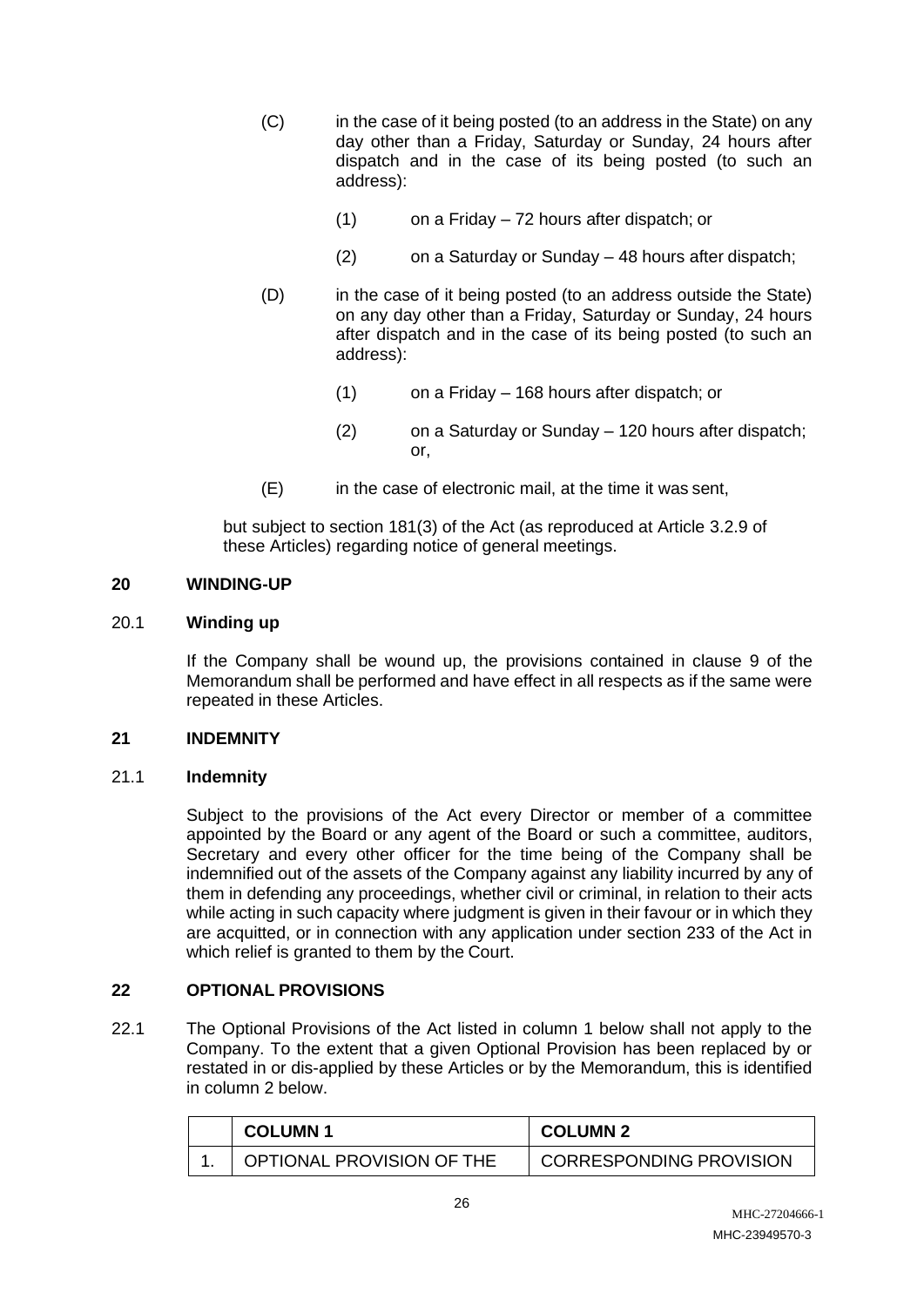(C) in the case of it being posted (to an address in the State) on any day other than a Friday, Saturday or Sunday, 24 hours after dispatch and in the case of its being posted (to such an address):

(1) on a Friday – 72 hours after dispatch; or

(2) on a Saturday or Sunday – 48 hours after dispatch;

(D) in the case of it being posted (to an address outside the State) on any day other than a Friday, Saturday or Sunday, 24 hours after dispatch and in the case of its being posted (to such an address):

(1) on a Friday – 168 hours after dispatch; or

(2) on a Saturday or Sunday – 120 hours after dispatch; or,

(E) in the case of electronic mail, at the time it was sent,

but subject to section 181(3) of the Act (as reproduced at Article 3.2.9 of these Articles) regarding notice of general meetings.

## 20 WINDING-UP

### 20.1 Winding up

If the Company shall be wound up, the provisions contained in clause 9 of the Memorandum shall be performed and have effect in all respects as if the same were repeated in these Articles.

## 21 INDEMNITY

### 21.1 Indemnity

Subject to the provisions of the Act every Director or member of a committee appointed by the Board or any agent of the Board or such a committee, auditors, Secretary and every other officer for the time being of the Company shall be indemnified out of the assets of the Company against any liability incurred by any of them in defending any proceedings, whether civil or criminal, in relation to their acts while acting in such capacity where judgment is given in their favour or in which they are acquitted, or in connection with any application under section 233 of the Act in which relief is granted to them by the Court.

## 22 OPTIONAL PROVISIONS

22.1 The Optional Provisions of the Act listed in column 1 below shall not apply to the Company. To the extent that a given Optional Provision has been replaced by or restated in or dis-applied by these Articles or by the Memorandum, this is identified in column 2 below.

| | **COLUMN 1** | **COLUMN 2** |
|---|---|---|
| 1. | OPTIONAL PROVISION OF THE | CORRESPONDING PROVISION |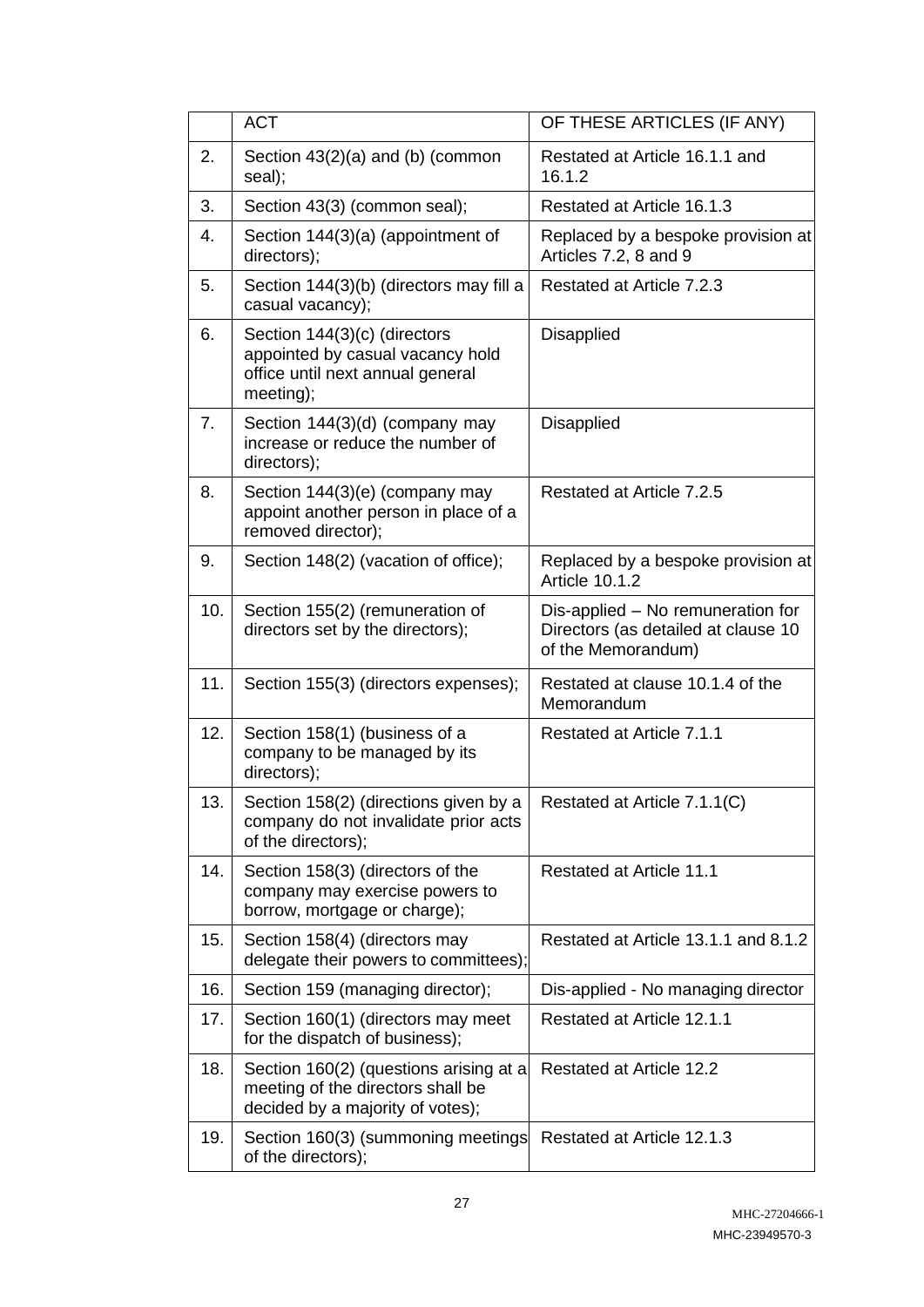| | ACT | OF THESE ARTICLES (IF ANY) |
|---|---|---|
| 2. | Section 43(2)(a) and (b) (common seal); | Restated at Article 16.1.1 and 16.1.2 |
| 3. | Section 43(3) (common seal); | Restated at Article 16.1.3 |
| 4. | Section 144(3)(a) (appointment of directors); | Replaced by a bespoke provision at Articles 7.2, 8 and 9 |
| 5. | Section 144(3)(b) (directors may fill a casual vacancy); | Restated at Article 7.2.3 |
| 6. | Section 144(3)(c) (directors appointed by casual vacancy hold office until next annual general meeting); | Disapplied |
| 7. | Section 144(3)(d) (company may increase or reduce the number of directors); | Disapplied |
| 8. | Section 144(3)(e) (company may appoint another person in place of a removed director); | Restated at Article 7.2.5 |
| 9. | Section 148(2) (vacation of office); | Replaced by a bespoke provision at Article 10.1.2 |
| 10. | Section 155(2) (remuneration of directors set by the directors); | Dis-applied – No remuneration for Directors (as detailed at clause 10 of the Memorandum) |
| 11. | Section 155(3) (directors expenses); | Restated at clause 10.1.4 of the Memorandum |
| 12. | Section 158(1) (business of a company to be managed by its directors); | Restated at Article 7.1.1 |
| 13. | Section 158(2) (directions given by a company do not invalidate prior acts of the directors); | Restated at Article 7.1.1(C) |
| 14. | Section 158(3) (directors of the company may exercise powers to borrow, mortgage or charge); | Restated at Article 11.1 |
| 15. | Section 158(4) (directors may delegate their powers to committees); | Restated at Article 13.1.1 and 8.1.2 |
| 16. | Section 159 (managing director); | Dis-applied - No managing director |
| 17. | Section 160(1) (directors may meet for the dispatch of business); | Restated at Article 12.1.1 |
| 18. | Section 160(2) (questions arising at a meeting of the directors shall be decided by a majority of votes); | Restated at Article 12.2 |
| 19. | Section 160(3) (summoning meetings of the directors); | Restated at Article 12.1.3 |

MHC-27204666-1
MHC-23949570-3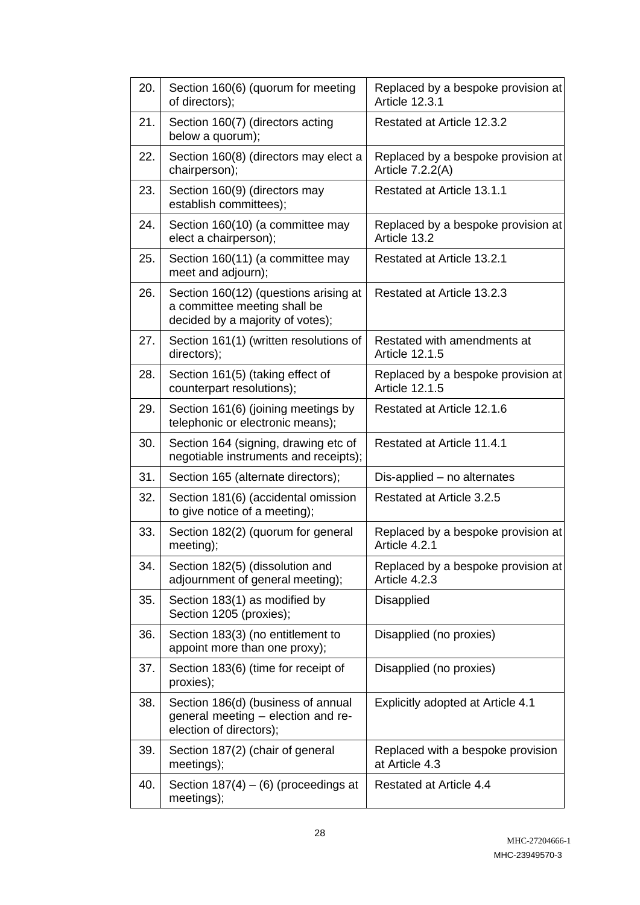| | | |
|---|---|---|
| 20. | Section 160(6) (quorum for meeting of directors); | Replaced by a bespoke provision at Article 12.3.1 |
| 21. | Section 160(7) (directors acting below a quorum); | Restated at Article 12.3.2 |
| 22. | Section 160(8) (directors may elect a chairperson); | Replaced by a bespoke provision at Article 7.2.2(A) |
| 23. | Section 160(9) (directors may establish committees); | Restated at Article 13.1.1 |
| 24. | Section 160(10) (a committee may elect a chairperson); | Replaced by a bespoke provision at Article 13.2 |
| 25. | Section 160(11) (a committee may meet and adjourn); | Restated at Article 13.2.1 |
| 26. | Section 160(12) (questions arising at a committee meeting shall be decided by a majority of votes); | Restated at Article 13.2.3 |
| 27. | Section 161(1) (written resolutions of directors); | Restated with amendments at Article 12.1.5 |
| 28. | Section 161(5) (taking effect of counterpart resolutions); | Replaced by a bespoke provision at Article 12.1.5 |
| 29. | Section 161(6) (joining meetings by telephonic or electronic means); | Restated at Article 12.1.6 |
| 30. | Section 164 (signing, drawing etc of negotiable instruments and receipts); | Restated at Article 11.4.1 |
| 31. | Section 165 (alternate directors); | Dis-applied – no alternates |
| 32. | Section 181(6) (accidental omission to give notice of a meeting); | Restated at Article 3.2.5 |
| 33. | Section 182(2) (quorum for general meeting); | Replaced by a bespoke provision at Article 4.2.1 |
| 34. | Section 182(5) (dissolution and adjournment of general meeting); | Replaced by a bespoke provision at Article 4.2.3 |
| 35. | Section 183(1) as modified by Section 1205 (proxies); | Disapplied |
| 36. | Section 183(3) (no entitlement to appoint more than one proxy); | Disapplied (no proxies) |
| 37. | Section 183(6) (time for receipt of proxies); | Disapplied (no proxies) |
| 38. | Section 186(d) (business of annual general meeting – election and re-election of directors); | Explicitly adopted at Article 4.1 |
| 39. | Section 187(2) (chair of general meetings); | Replaced with a bespoke provision at Article 4.3 |
| 40. | Section 187(4) – (6) (proceedings at meetings); | Restated at Article 4.4 |

MHC-27204666-1

MHC-23949570-3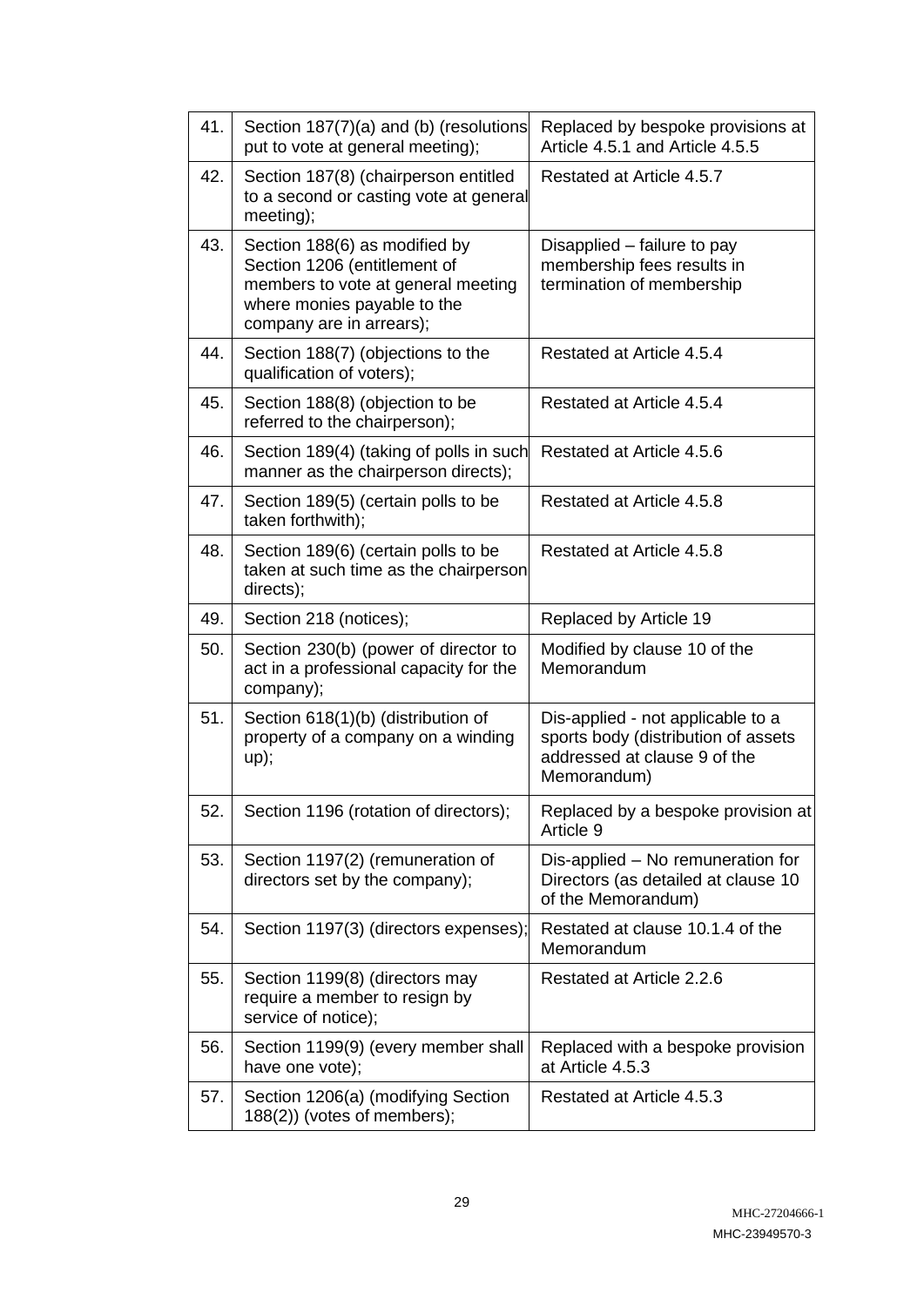| | | |
|---|---|---|
| 41. | Section 187(7)(a) and (b) (resolutions put to vote at general meeting); | Replaced by bespoke provisions at Article 4.5.1 and Article 4.5.5 |
| 42. | Section 187(8) (chairperson entitled to a second or casting vote at general meeting); | Restated at Article 4.5.7 |
| 43. | Section 188(6) as modified by Section 1206 (entitlement of members to vote at general meeting where monies payable to the company are in arrears); | Disapplied – failure to pay membership fees results in termination of membership |
| 44. | Section 188(7) (objections to the qualification of voters); | Restated at Article 4.5.4 |
| 45. | Section 188(8) (objection to be referred to the chairperson); | Restated at Article 4.5.4 |
| 46. | Section 189(4) (taking of polls in such manner as the chairperson directs); | Restated at Article 4.5.6 |
| 47. | Section 189(5) (certain polls to be taken forthwith); | Restated at Article 4.5.8 |
| 48. | Section 189(6) (certain polls to be taken at such time as the chairperson directs); | Restated at Article 4.5.8 |
| 49. | Section 218 (notices); | Replaced by Article 19 |
| 50. | Section 230(b) (power of director to act in a professional capacity for the company); | Modified by clause 10 of the Memorandum |
| 51. | Section 618(1)(b) (distribution of property of a company on a winding up); | Dis-applied - not applicable to a sports body (distribution of assets addressed at clause 9 of the Memorandum) |
| 52. | Section 1196 (rotation of directors); | Replaced by a bespoke provision at Article 9 |
| 53. | Section 1197(2) (remuneration of directors set by the company); | Dis-applied – No remuneration for Directors (as detailed at clause 10 of the Memorandum) |
| 54. | Section 1197(3) (directors expenses); | Restated at clause 10.1.4 of the Memorandum |
| 55. | Section 1199(8) (directors may require a member to resign by service of notice); | Restated at Article 2.2.6 |
| 56. | Section 1199(9) (every member shall have one vote); | Replaced with a bespoke provision at Article 4.5.3 |
| 57. | Section 1206(a) (modifying Section 188(2)) (votes of members); | Restated at Article 4.5.3 |

MHC-27204666-1
MHC-23949570-3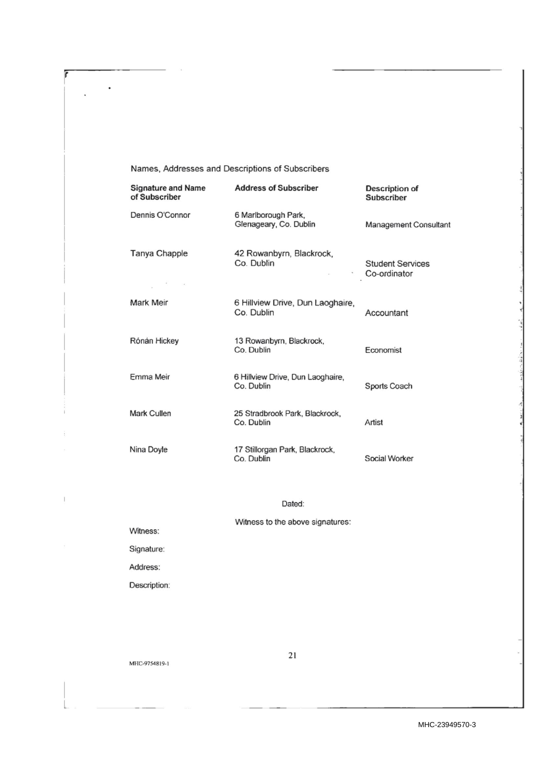Names, Addresses and Descriptions of Subscribers

| Signature and Name of Subscriber | Address of Subscriber | Description of Subscriber |
|---|---|---|
| Dennis O'Connor | 6 Marlborough Park, Glenageary, Co. Dublin | Management Consultant |
| Tanya Chapple | 42 Rowanbyrn, Blackrock, Co. Dublin | Student Services Co-ordinator |
| Mark Meir | 6 Hillview Drive, Dun Laoghaire, Co. Dublin | Accountant |
| Rónán Hickey | 13 Rowanbyrn, Blackrock, Co. Dublin | Economist |
| Emma Meir | 6 Hillview Drive, Dun Laoghaire, Co. Dublin | Sports Coach |
| Mark Cullen | 25 Stradbrook Park, Blackrock, Co. Dublin | Artist |
| Nina Doyle | 17 Stillorgan Park, Blackrock, Co. Dublin | Social Worker |

Dated:

Witness to the above signatures:

Witness:

Signature:

Address:

Description:

MHC-9754819-1

MHC-23949570-3